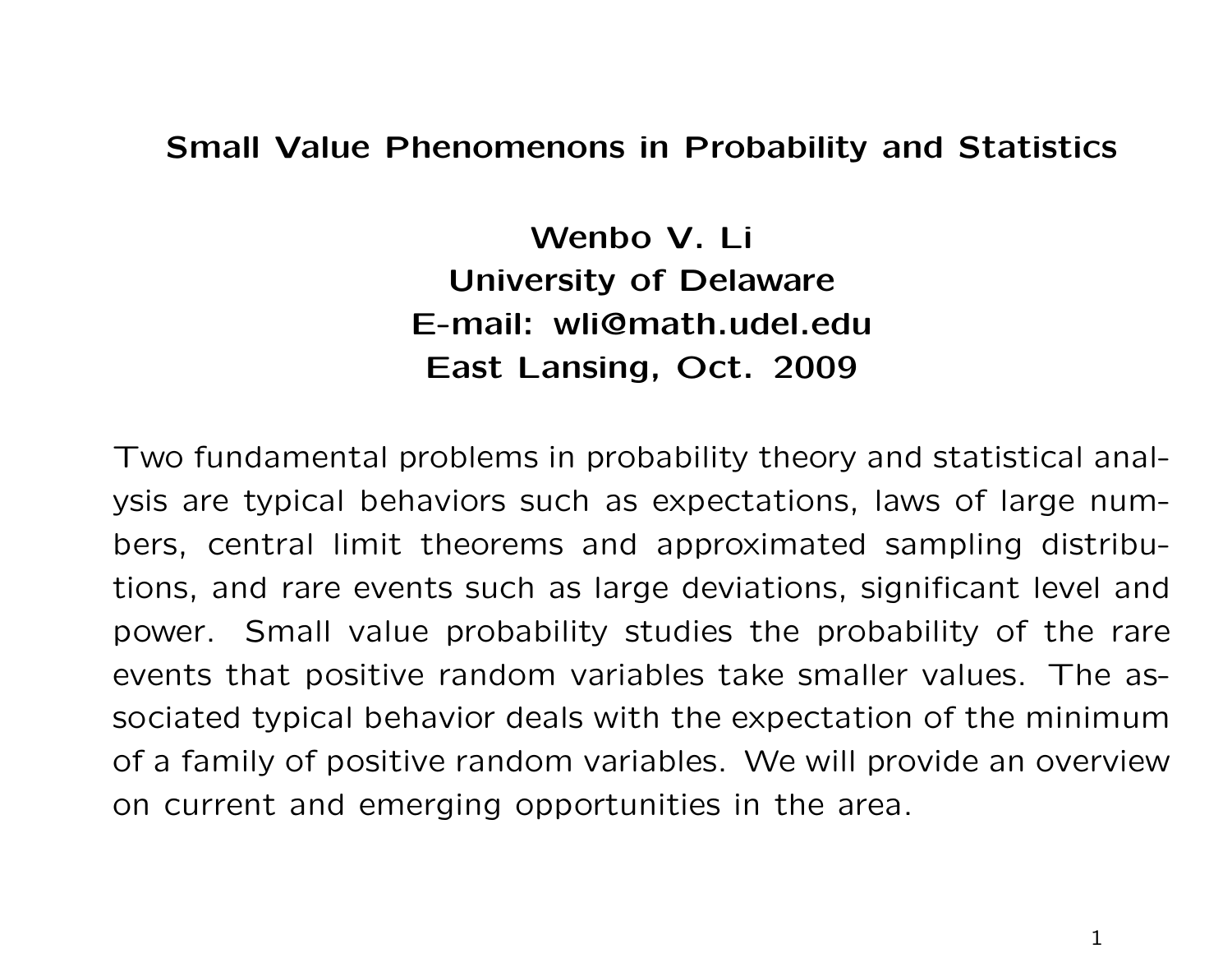# Small Value Phenomenons in Probability and Statistics

**Wenbo V. Li**
**University of Delaware**
**E-mail: wli@math.udel.edu**
**East Lansing, Oct. 2009**

Two fundamental problems in probability theory and statistical analysis are typical behaviors such as expectations, laws of large numbers, central limit theorems and approximated sampling distributions, and rare events such as large deviations, significant level and power. Small value probability studies the probability of the rare events that positive random variables take smaller values. The associated typical behavior deals with the expectation of the minimum of a family of positive random variables. We will provide an overview on current and emerging opportunities in the area.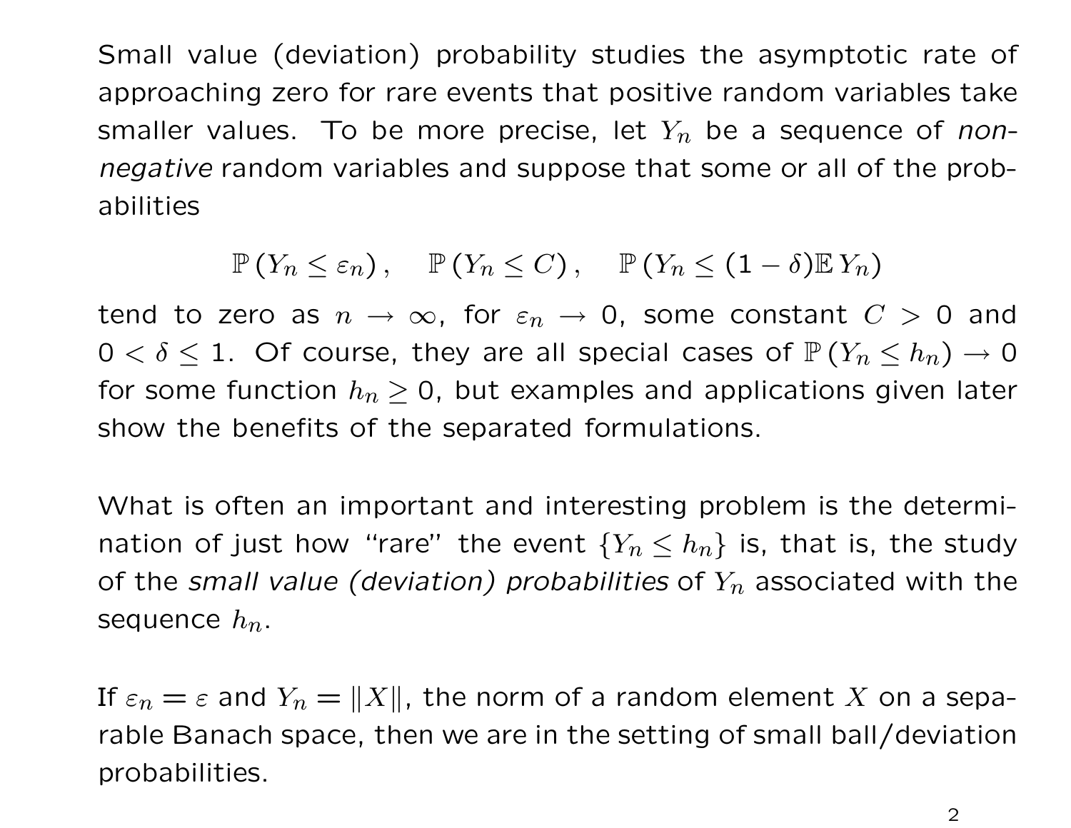Small value (deviation) probability studies the asymptotic rate of approaching zero for rare events that positive random variables take smaller values. To be more precise, let $Y_n$ be a sequence of *non-negative* random variables and suppose that some or all of the probabilities

$$\mathbb{P}(Y_n \leq \varepsilon_n), \quad \mathbb{P}(Y_n \leq C), \quad \mathbb{P}(Y_n \leq (1-\delta)\mathbb{E}\, Y_n)$$

tend to zero as $n \to \infty$, for $\varepsilon_n \to 0$, some constant $C > 0$ and $0 < \delta \leq 1$. Of course, they are all special cases of $\mathbb{P}(Y_n \leq h_n) \to 0$ for some function $h_n \geq 0$, but examples and applications given later show the benefits of the separated formulations.

What is often an important and interesting problem is the determination of just how "rare" the event $\{Y_n \leq h_n\}$ is, that is, the study of the *small value (deviation) probabilities* of $Y_n$ associated with the sequence $h_n$.

If $\varepsilon_n = \varepsilon$ and $Y_n = \|X\|$, the norm of a random element $X$ on a separable Banach space, then we are in the setting of small ball/deviation probabilities.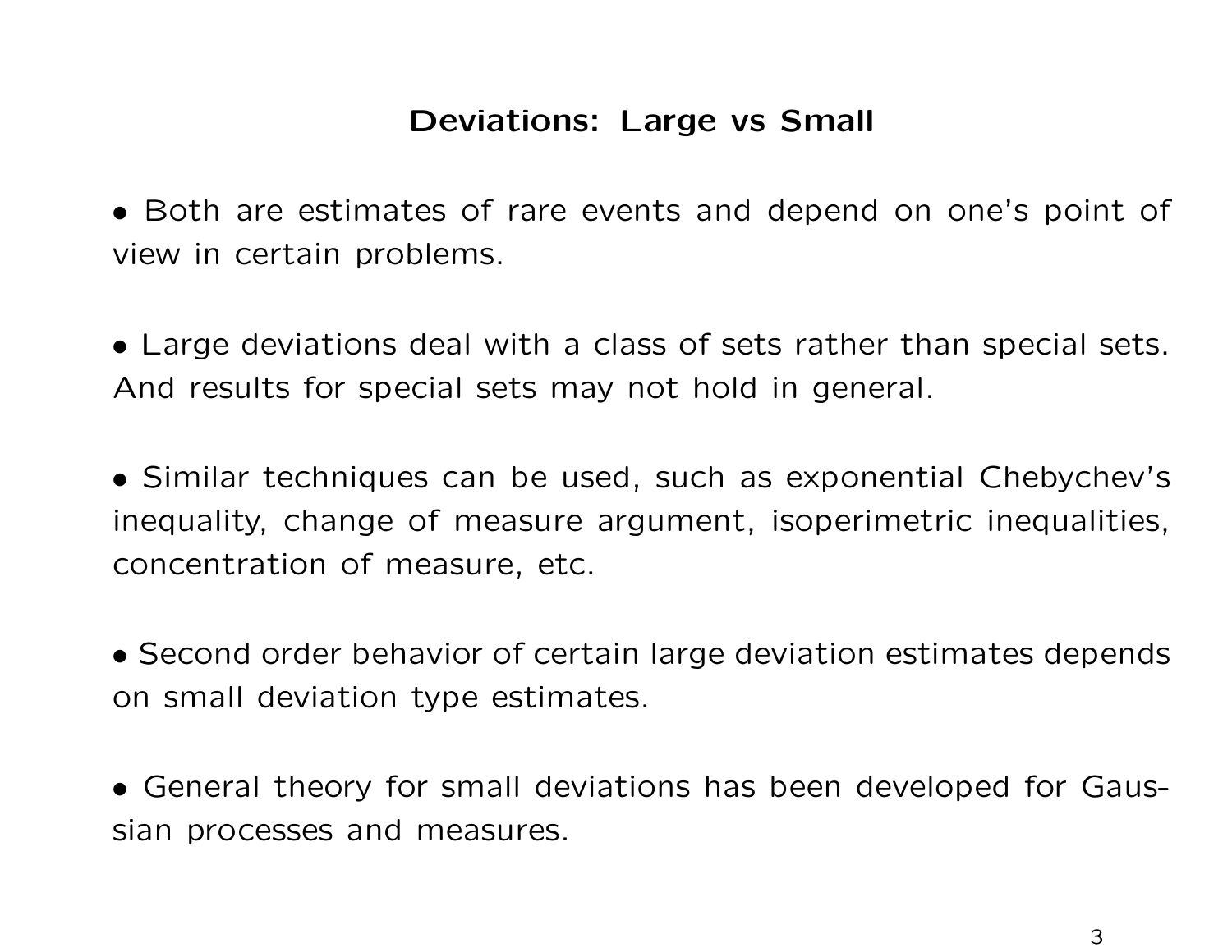## Deviations: Large vs Small

- Both are estimates of rare events and depend on one's point of view in certain problems.

- Large deviations deal with a class of sets rather than special sets. And results for special sets may not hold in general.

- Similar techniques can be used, such as exponential Chebychev's inequality, change of measure argument, isoperimetric inequalities, concentration of measure, etc.

- Second order behavior of certain large deviation estimates depends on small deviation type estimates.

- General theory for small deviations has been developed for Gaussian processes and measures.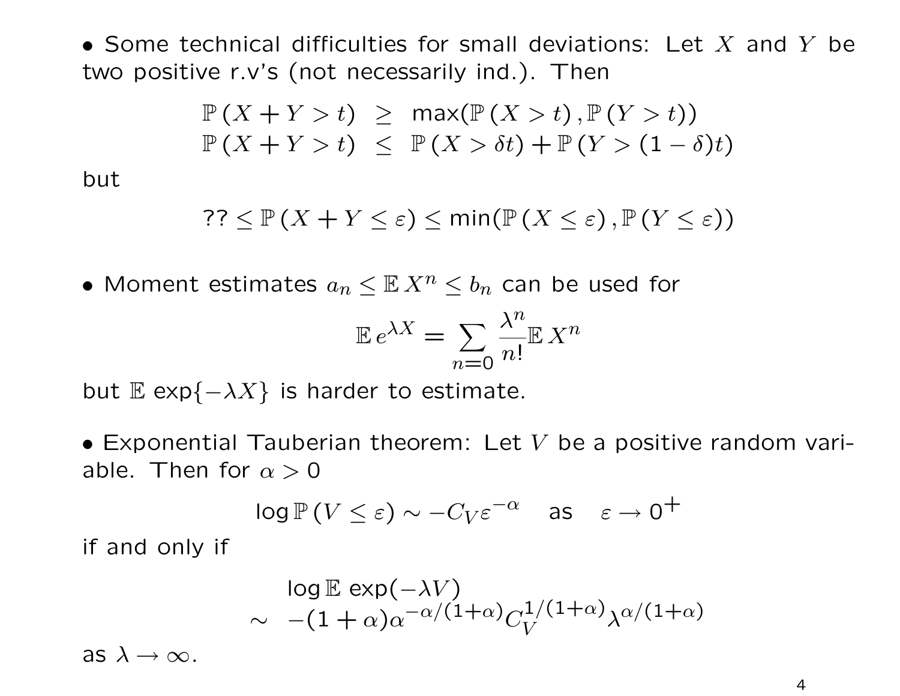• Some technical difficulties for small deviations: Let $X$ and $Y$ be two positive r.v's (not necessarily ind.). Then

$$
\begin{aligned}
\mathbb{P}(X+Y>t) &\geq \max(\mathbb{P}(X>t), \mathbb{P}(Y>t)) \\
\mathbb{P}(X+Y>t) &\leq \mathbb{P}(X>\delta t) + \mathbb{P}(Y>(1-\delta)t)
\end{aligned}
$$

but

$$
?? \leq \mathbb{P}(X+Y \leq \varepsilon) \leq \min(\mathbb{P}(X \leq \varepsilon), \mathbb{P}(Y \leq \varepsilon))
$$

• Moment estimates $a_n \leq \mathbb{E}\, X^n \leq b_n$ can be used for

$$
\mathbb{E}\, e^{\lambda X} = \sum_{n=0} \frac{\lambda^n}{n!} \mathbb{E}\, X^n
$$

but $\mathbb{E}\exp\{-\lambda X\}$ is harder to estimate.

• Exponential Tauberian theorem: Let $V$ be a positive random variable. Then for $\alpha > 0$

$$
\log \mathbb{P}(V \leq \varepsilon) \sim -C_V \varepsilon^{-\alpha} \quad \text{as} \quad \varepsilon \to 0^+
$$

if and only if

$$
\begin{aligned}
& \log \mathbb{E}\exp(-\lambda V) \\
\sim\ & -(1+\alpha)\alpha^{-\alpha/(1+\alpha)} C_V^{1/(1+\alpha)} \lambda^{\alpha/(1+\alpha)}
\end{aligned}
$$

as $\lambda \to \infty$.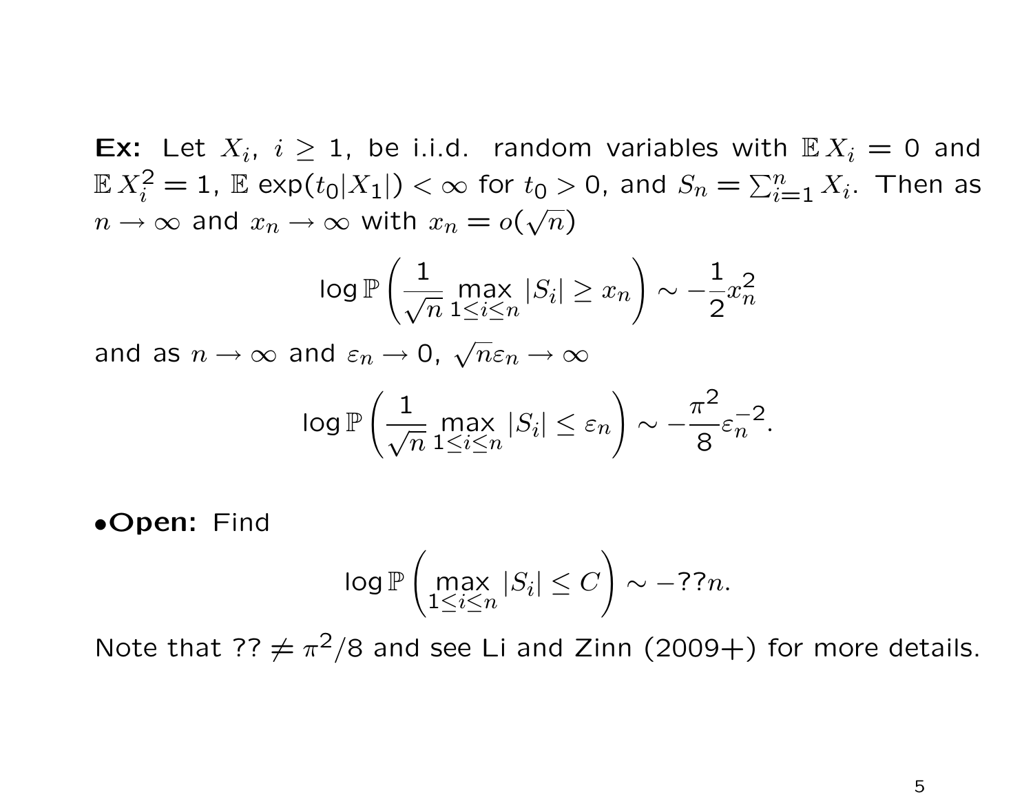**Ex:** Let $X_i$, $i \geq 1$, be i.i.d. random variables with $\mathbb{E}\, X_i = 0$ and $\mathbb{E}\, X_i^2 = 1$, $\mathbb{E}\, \exp(t_0|X_1|) < \infty$ for $t_0 > 0$, and $S_n = \sum_{i=1}^n X_i$. Then as $n \to \infty$ and $x_n \to \infty$ with $x_n = o(\sqrt{n})$

$$\log \mathbb{P}\left( \frac{1}{\sqrt{n}} \max_{1 \leq i \leq n} |S_i| \geq x_n \right) \sim -\frac{1}{2} x_n^2$$

and as $n \to \infty$ and $\varepsilon_n \to 0$, $\sqrt{n}\varepsilon_n \to \infty$

$$\log \mathbb{P}\left( \frac{1}{\sqrt{n}} \max_{1 \leq i \leq n} |S_i| \leq \varepsilon_n \right) \sim -\frac{\pi^2}{8} \varepsilon_n^{-2}.$$

•**Open:** Find

$$\log \mathbb{P}\left( \max_{1 \leq i \leq n} |S_i| \leq C \right) \sim -??n.$$

Note that $?? \neq \pi^2/8$ and see Li and Zinn (2009+) for more details.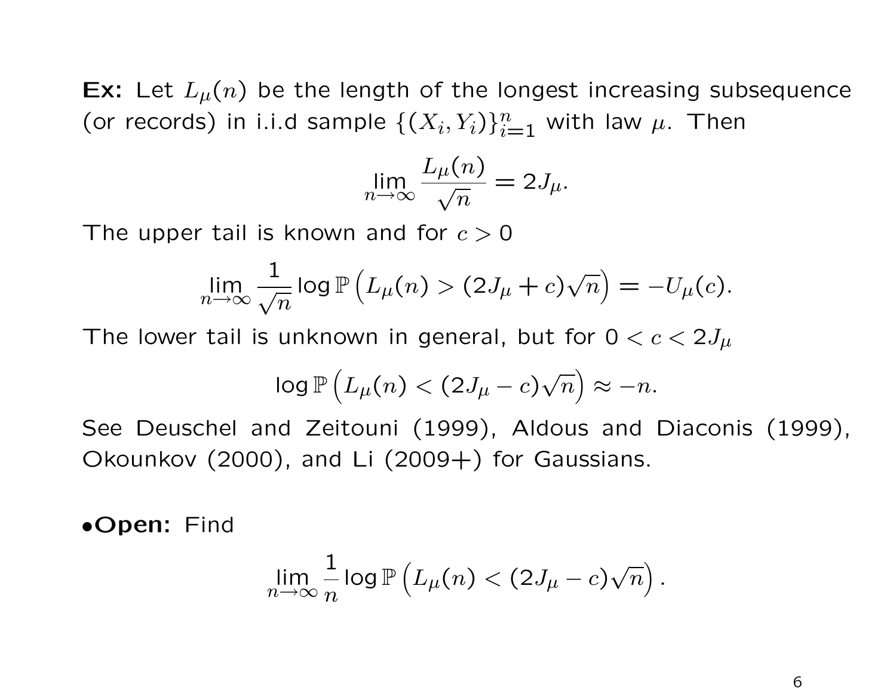**Ex:** Let $L_\mu(n)$ be the length of the longest increasing subsequence (or records) in i.i.d sample $\{(X_i, Y_i)\}_{i=1}^n$ with law $\mu$. Then

$$\lim_{n\to\infty} \frac{L_\mu(n)}{\sqrt{n}} = 2J_\mu.$$

The upper tail is known and for $c > 0$

$$\lim_{n\to\infty} \frac{1}{\sqrt{n}} \log \mathbb{P}\left(L_\mu(n) > (2J_\mu + c)\sqrt{n}\right) = -U_\mu(c).$$

The lower tail is unknown in general, but for $0 < c < 2J_\mu$

$$\log \mathbb{P}\left(L_\mu(n) < (2J_\mu - c)\sqrt{n}\right) \approx -n.$$

See Deuschel and Zeitouni (1999), Aldous and Diaconis (1999), Okounkov (2000), and Li (2009+) for Gaussians.

•**Open:** Find

$$\lim_{n\to\infty} \frac{1}{n} \log \mathbb{P}\left(L_\mu(n) < (2J_\mu - c)\sqrt{n}\right).$$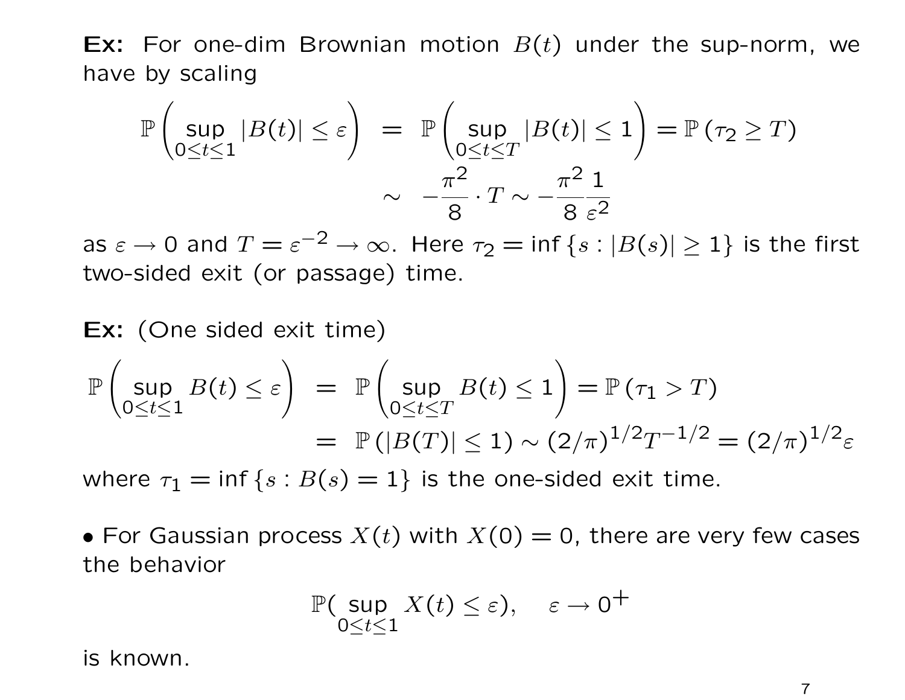**Ex:** For one-dim Brownian motion $B(t)$ under the sup-norm, we have by scaling

$$\begin{aligned}
\mathbb{P}\left(\sup_{0\le t\le 1}|B(t)|\le\varepsilon\right) &= \mathbb{P}\left(\sup_{0\le t\le T}|B(t)|\le 1\right) = \mathbb{P}(\tau_2 \ge T)\\
&\sim -\frac{\pi^2}{8}\cdot T \sim -\frac{\pi^2}{8}\frac{1}{\varepsilon^2}
\end{aligned}$$

as $\varepsilon \to 0$ and $T = \varepsilon^{-2} \to \infty$. Here $\tau_2 = \inf\{s : |B(s)| \ge 1\}$ is the first two-sided exit (or passage) time.

**Ex:** (One sided exit time)

$$\begin{aligned}
\mathbb{P}\left(\sup_{0\le t\le 1}B(t)\le\varepsilon\right) &= \mathbb{P}\left(\sup_{0\le t\le T}B(t)\le 1\right) = \mathbb{P}(\tau_1 > T)\\
&= \mathbb{P}(|B(T)|\le 1) \sim (2/\pi)^{1/2}T^{-1/2} = (2/\pi)^{1/2}\varepsilon
\end{aligned}$$

where $\tau_1 = \inf\{s : B(s) = 1\}$ is the one-sided exit time.

• For Gaussian process $X(t)$ with $X(0) = 0$, there are very few cases the behavior

$$\mathbb{P}(\sup_{0\le t\le 1}X(t)\le\varepsilon), \quad \varepsilon \to 0^+$$

is known.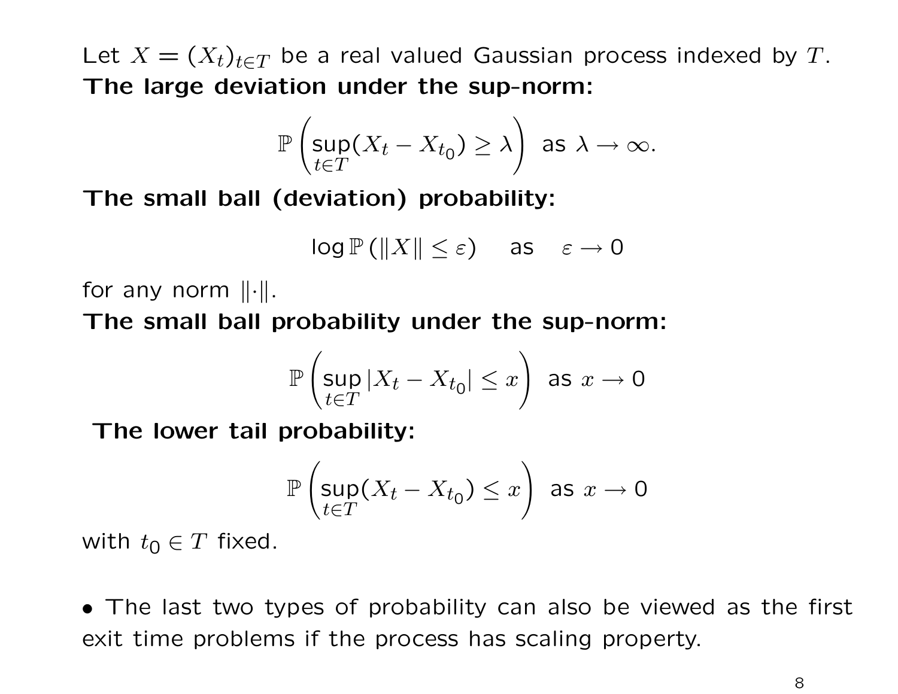Let $X = (X_t)_{t \in T}$ be a real valued Gaussian process indexed by $T$.

**The large deviation under the sup-norm:**

$$\mathbb{P}\left(\sup_{t \in T}(X_t - X_{t_0}) \geq \lambda\right) \text{ as } \lambda \to \infty.$$

**The small ball (deviation) probability:**

$$\log \mathbb{P}\left(\|X\| \leq \varepsilon\right) \quad \text{as} \quad \varepsilon \to 0$$

for any norm $\|\cdot\|$.

**The small ball probability under the sup-norm:**

$$\mathbb{P}\left(\sup_{t \in T}|X_t - X_{t_0}| \leq x\right) \text{ as } x \to 0$$

**The lower tail probability:**

$$\mathbb{P}\left(\sup_{t \in T}(X_t - X_{t_0}) \leq x\right) \text{ as } x \to 0$$

with $t_0 \in T$ fixed.

- The last two types of probability can also be viewed as the first exit time problems if the process has scaling property.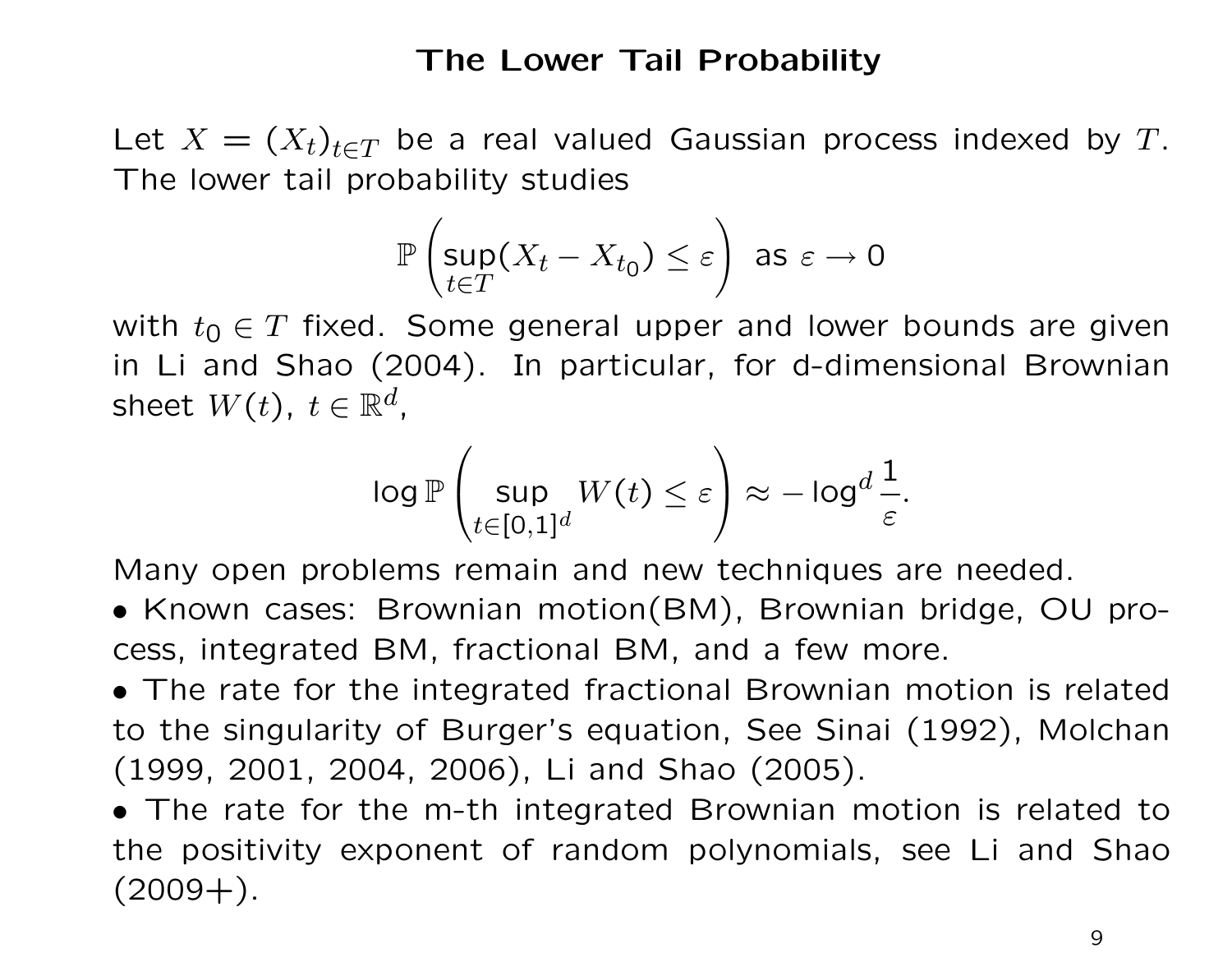# The Lower Tail Probability

Let $X = (X_t)_{t \in T}$ be a real valued Gaussian process indexed by $T$. The lower tail probability studies

$$\mathbb{P}\left(\sup_{t \in T}(X_t - X_{t_0}) \leq \varepsilon\right) \text{ as } \varepsilon \to 0$$

with $t_0 \in T$ fixed. Some general upper and lower bounds are given in Li and Shao (2004). In particular, for d-dimensional Brownian sheet $W(t)$, $t \in \mathbb{R}^d$,

$$\log \mathbb{P}\left(\sup_{t \in [0,1]^d} W(t) \leq \varepsilon\right) \approx -\log^d \frac{1}{\varepsilon}.$$

Many open problems remain and new techniques are needed.

- Known cases: Brownian motion(BM), Brownian bridge, OU process, integrated BM, fractional BM, and a few more.
- The rate for the integrated fractional Brownian motion is related to the singularity of Burger's equation, See Sinai (1992), Molchan (1999, 2001, 2004, 2006), Li and Shao (2005).
- The rate for the m-th integrated Brownian motion is related to the positivity exponent of random polynomials, see Li and Shao (2009+).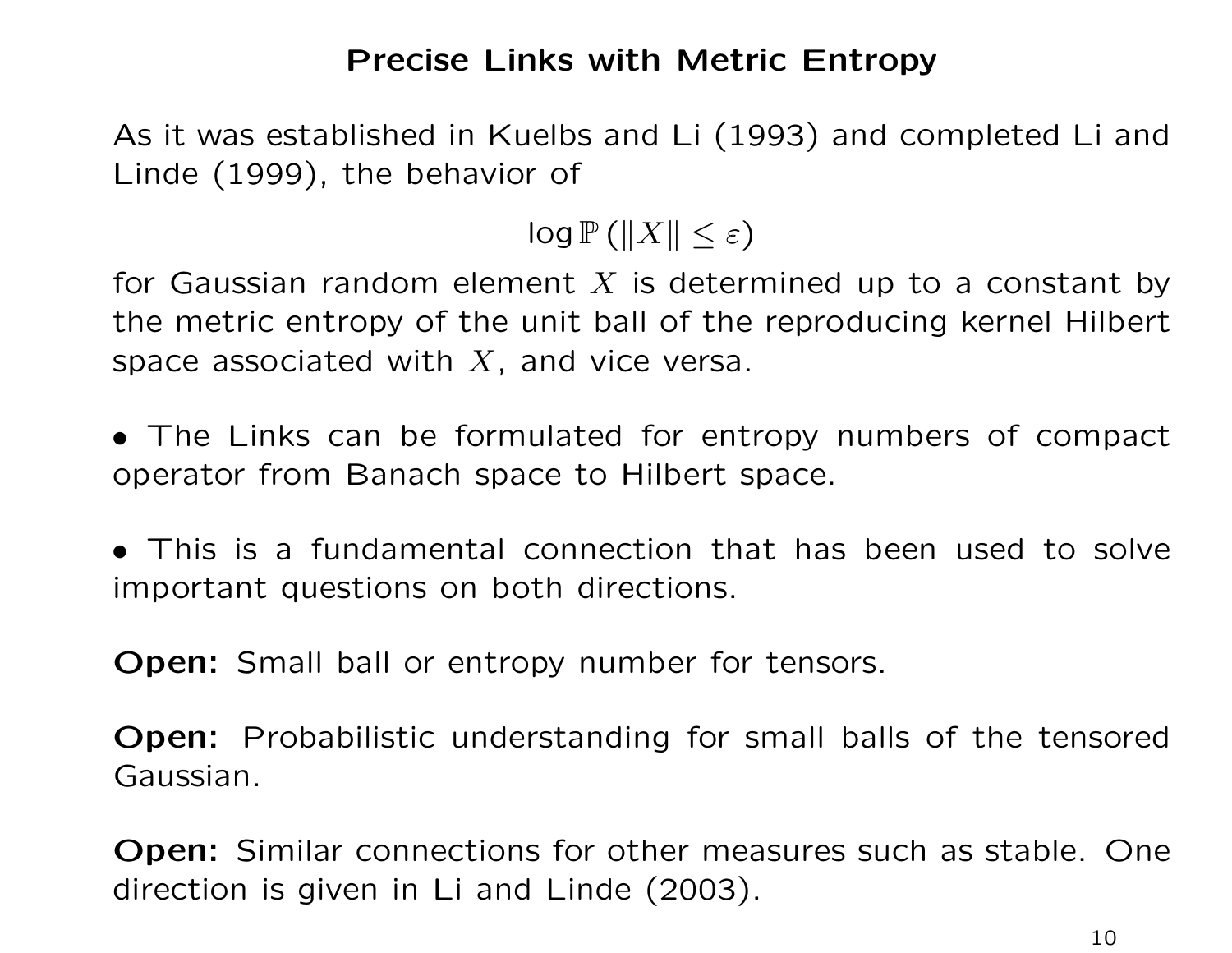# Precise Links with Metric Entropy

As it was established in Kuelbs and Li (1993) and completed Li and Linde (1999), the behavior of

$$\log \mathbb{P}\left(\|X\| \leq \varepsilon\right)$$

for Gaussian random element $X$ is determined up to a constant by the metric entropy of the unit ball of the reproducing kernel Hilbert space associated with $X$, and vice versa.

- The Links can be formulated for entropy numbers of compact operator from Banach space to Hilbert space.

- This is a fundamental connection that has been used to solve important questions on both directions.

**Open:** Small ball or entropy number for tensors.

**Open:** Probabilistic understanding for small balls of the tensored Gaussian.

**Open:** Similar connections for other measures such as stable. One direction is given in Li and Linde (2003).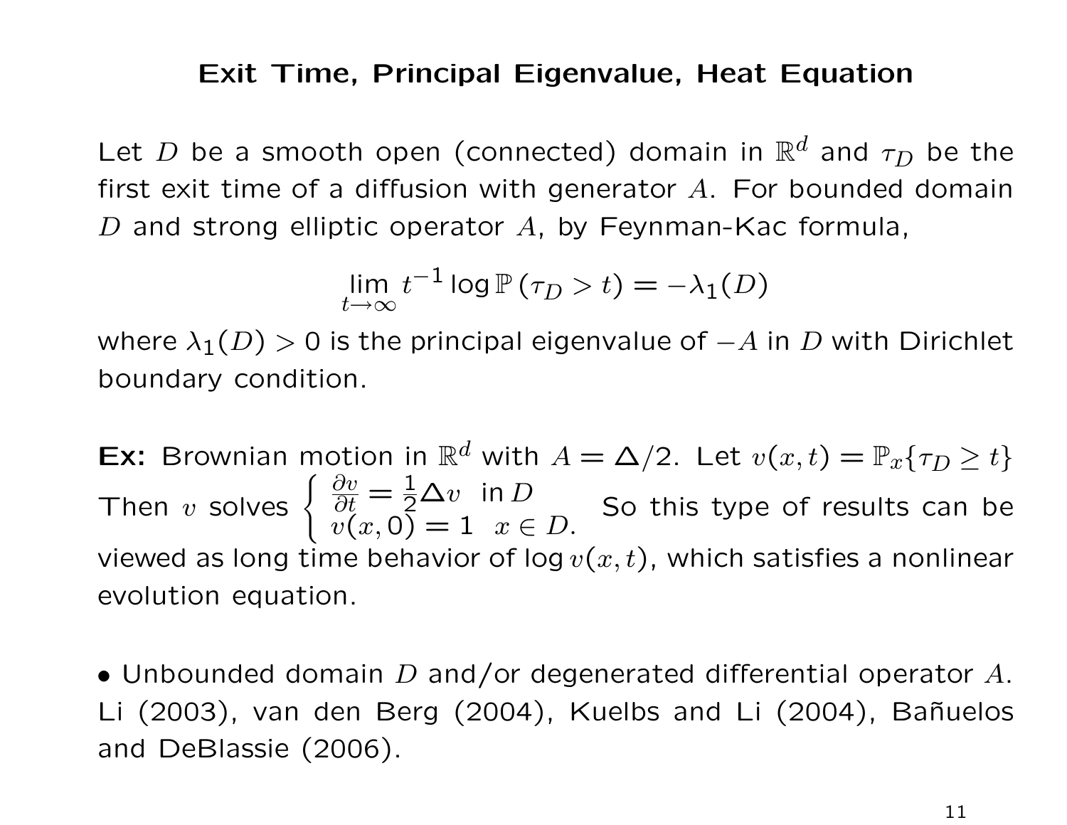## Exit Time, Principal Eigenvalue, Heat Equation

Let $D$ be a smooth open (connected) domain in $\mathbb{R}^d$ and $\tau_D$ be the first exit time of a diffusion with generator $A$. For bounded domain $D$ and strong elliptic operator $A$, by Feynman-Kac formula,

$$\lim_{t\to\infty} t^{-1} \log \mathbb{P}\left(\tau_D > t\right) = -\lambda_1(D)$$

where $\lambda_1(D) > 0$ is the principal eigenvalue of $-A$ in $D$ with Dirichlet boundary condition.

**Ex:** Brownian motion in $\mathbb{R}^d$ with $A = \Delta/2$. Let $v(x,t) = \mathbb{P}_x\{\tau_D \geq t\}$ Then $v$ solves $\begin{cases} \frac{\partial v}{\partial t} = \frac{1}{2}\Delta v & \text{in } D \\ v(x,0) = 1 & x \in D. \end{cases}$ So this type of results can be viewed as long time behavior of $\log v(x,t)$, which satisfies a nonlinear evolution equation.

- Unbounded domain $D$ and/or degenerated differential operator $A$. Li (2003), van den Berg (2004), Kuelbs and Li (2004), Bañuelos and DeBlassie (2006).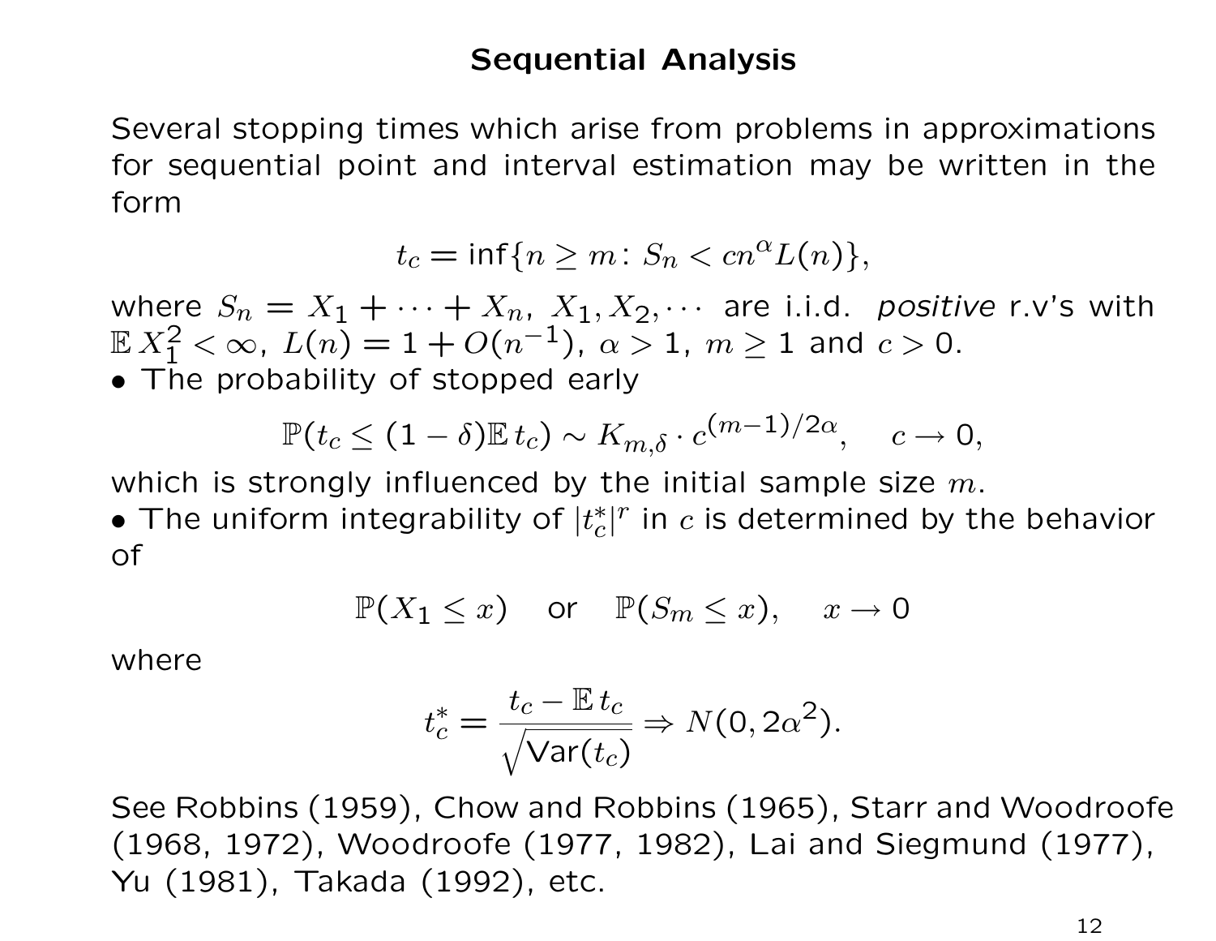# Sequential Analysis

Several stopping times which arise from problems in approximations for sequential point and interval estimation may be written in the form

$$t_c = \inf\{n \geq m \colon S_n < cn^{\alpha} L(n)\},$$

where $S_n = X_1 + \cdots + X_n$, $X_1, X_2, \cdots$ are i.i.d. *positive* r.v's with $\mathbb{E}\, X_1^2 < \infty$, $L(n) = 1 + O(n^{-1})$, $\alpha > 1$, $m \geq 1$ and $c > 0$.

- The probability of stopped early

$$\mathbb{P}(t_c \leq (1-\delta)\mathbb{E}\, t_c) \sim K_{m,\delta} \cdot c^{(m-1)/2\alpha}, \quad c \to 0,$$

which is strongly influenced by the initial sample size $m$.

- The uniform integrability of $|t_c^*|^r$ in $c$ is determined by the behavior of

$$\mathbb{P}(X_1 \leq x) \quad \text{or} \quad \mathbb{P}(S_m \leq x), \quad x \to 0$$

where

$$t_c^* = \frac{t_c - \mathbb{E}\, t_c}{\sqrt{\mathrm{Var}(t_c)}} \Rightarrow N(0, 2\alpha^2).$$

See Robbins (1959), Chow and Robbins (1965), Starr and Woodroofe (1968, 1972), Woodroofe (1977, 1982), Lai and Siegmund (1977), Yu (1981), Takada (1992), etc.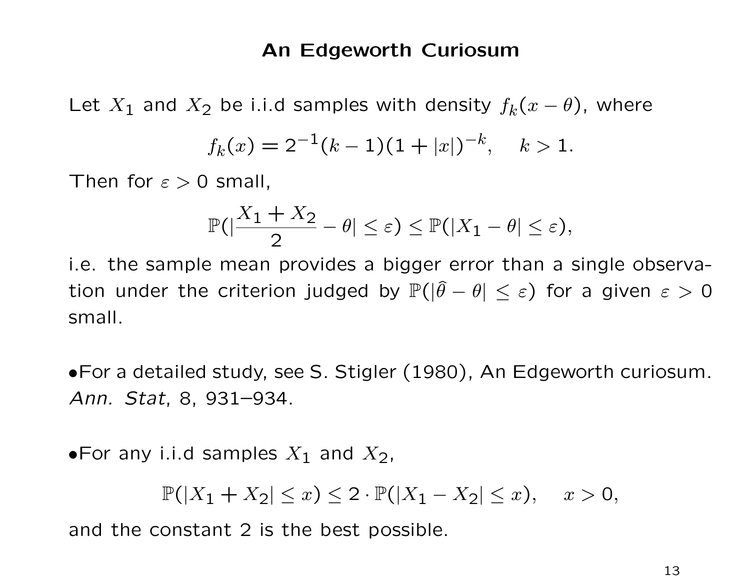# An Edgeworth Curiosum

Let $X_1$ and $X_2$ be i.i.d samples with density $f_k(x-\theta)$, where

$$f_k(x) = 2^{-1}(k-1)(1+|x|)^{-k}, \quad k > 1.$$

Then for $\varepsilon > 0$ small,

$$\mathbb{P}(|\frac{X_1 + X_2}{2} - \theta| \le \varepsilon) \le \mathbb{P}(|X_1 - \theta| \le \varepsilon),$$

i.e. the sample mean provides a bigger error than a single observation under the criterion judged by $\mathbb{P}(|\widehat{\theta} - \theta| \le \varepsilon)$ for a given $\varepsilon > 0$ small.

- For a detailed study, see S. Stigler (1980), An Edgeworth curiosum. *Ann. Stat*, 8, 931–934.

- For any i.i.d samples $X_1$ and $X_2$,

$$\mathbb{P}(|X_1 + X_2| \le x) \le 2 \cdot \mathbb{P}(|X_1 - X_2| \le x), \quad x > 0,$$

and the constant 2 is the best possible.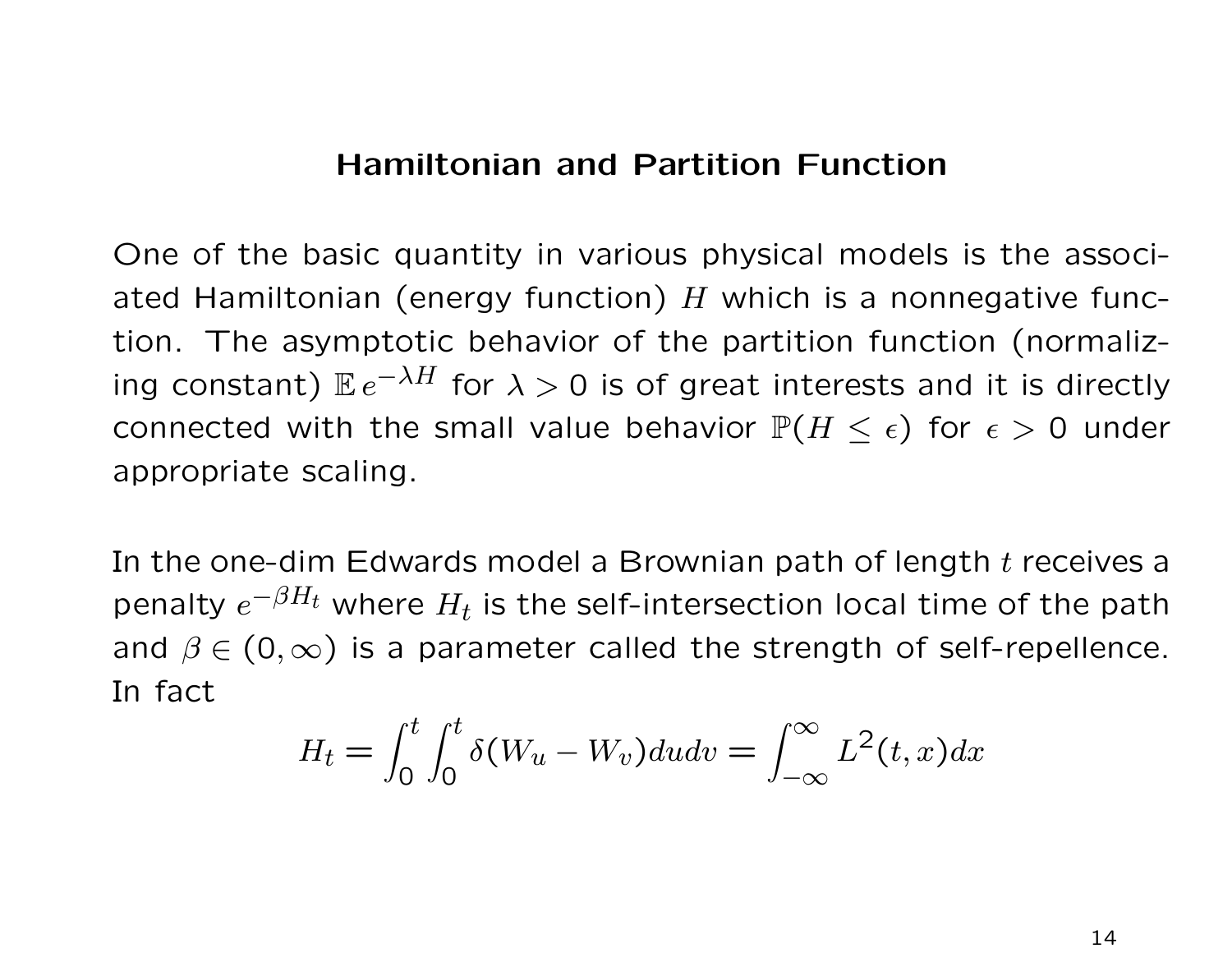## Hamiltonian and Partition Function

One of the basic quantity in various physical models is the associated Hamiltonian (energy function) $H$ which is a nonnegative function. The asymptotic behavior of the partition function (normalizing constant) $\mathbb{E}\, e^{-\lambda H}$ for $\lambda > 0$ is of great interests and it is directly connected with the small value behavior $\mathbb{P}(H \leq \epsilon)$ for $\epsilon > 0$ under appropriate scaling.

In the one-dim Edwards model a Brownian path of length $t$ receives a penalty $e^{-\beta H_t}$ where $H_t$ is the self-intersection local time of the path and $\beta \in (0, \infty)$ is a parameter called the strength of self-repellence. In fact

$$H_t = \int_0^t \int_0^t \delta(W_u - W_v) du dv = \int_{-\infty}^{\infty} L^2(t, x) dx$$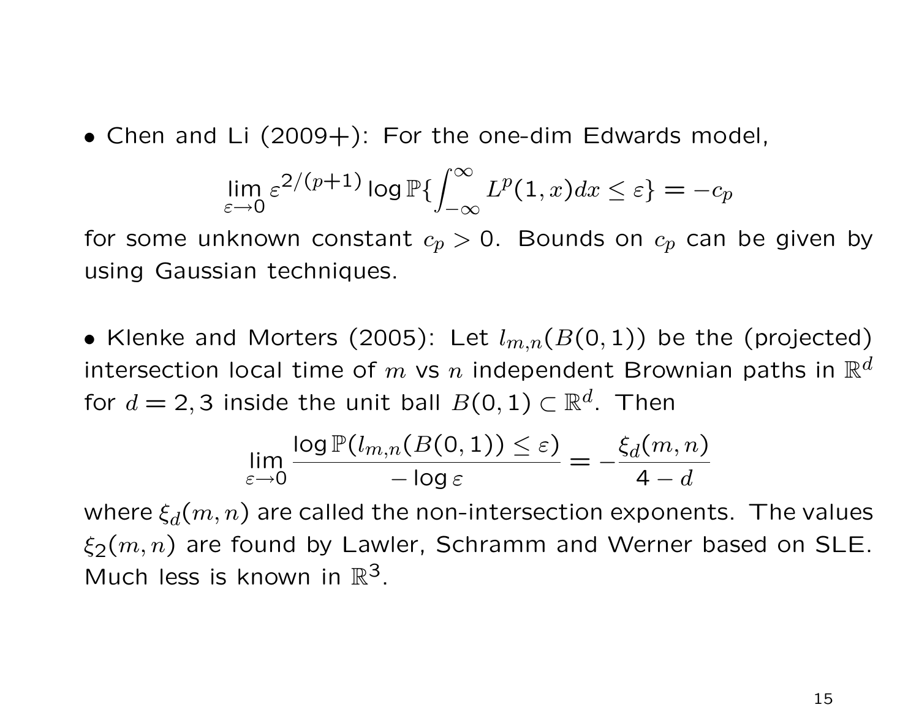- Chen and Li (2009+): For the one-dim Edwards model,

$$\lim_{\varepsilon\to 0} \varepsilon^{2/(p+1)} \log \mathbb{P}\{\int_{-\infty}^{\infty} L^p(1,x)dx \le \varepsilon\} = -c_p$$

for some unknown constant $c_p > 0$. Bounds on $c_p$ can be given by using Gaussian techniques.

- Klenke and Morters (2005): Let $l_{m,n}(B(0,1))$ be the (projected) intersection local time of $m$ vs $n$ independent Brownian paths in $\mathbb{R}^d$ for $d = 2, 3$ inside the unit ball $B(0,1) \subset \mathbb{R}^d$. Then

$$\lim_{\varepsilon\to 0} \frac{\log \mathbb{P}(l_{m,n}(B(0,1)) \le \varepsilon)}{-\log \varepsilon} = -\frac{\xi_d(m,n)}{4-d}$$

where $\xi_d(m,n)$ are called the non-intersection exponents. The values $\xi_2(m,n)$ are found by Lawler, Schramm and Werner based on SLE. Much less is known in $\mathbb{R}^3$.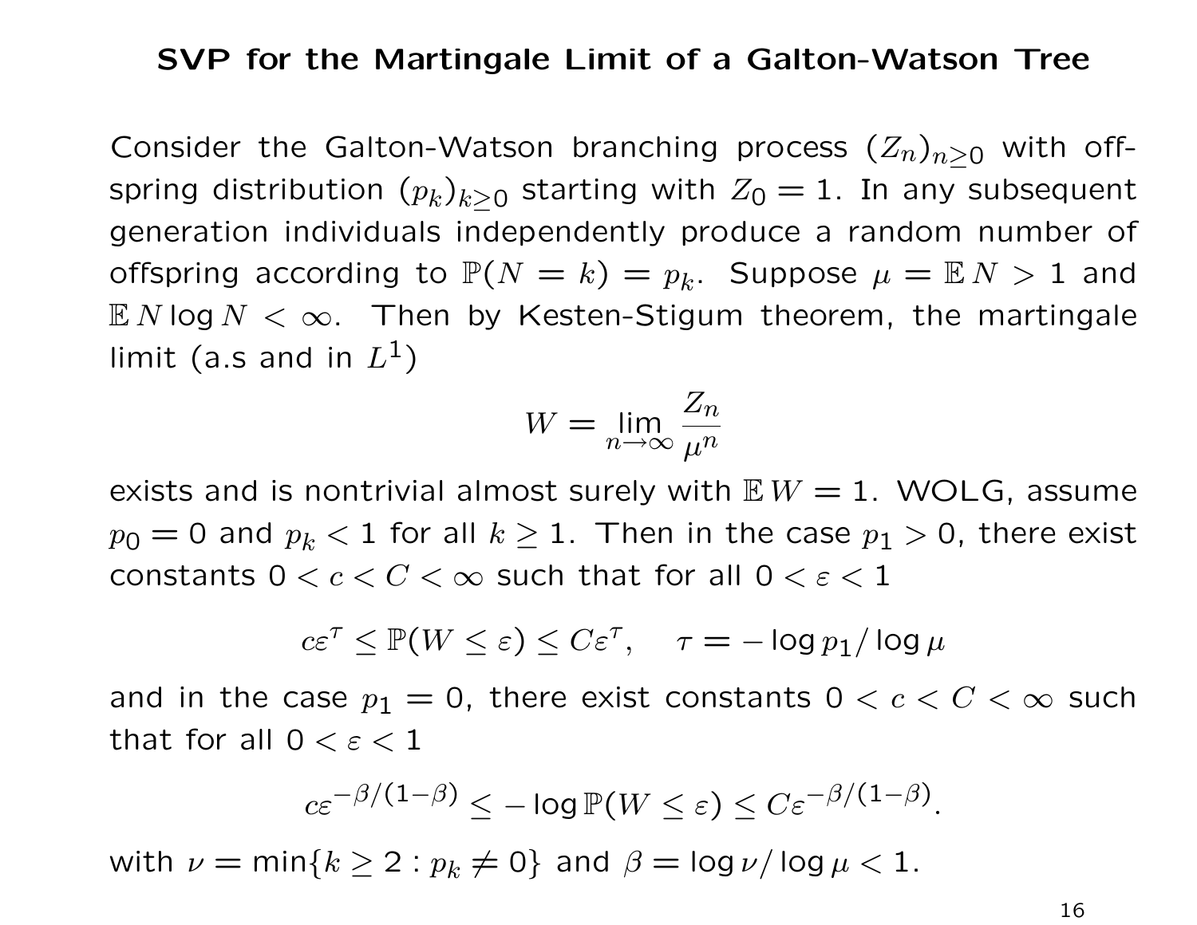## SVP for the Martingale Limit of a Galton-Watson Tree

Consider the Galton-Watson branching process $(Z_n)_{n\geq 0}$ with offspring distribution $(p_k)_{k\geq 0}$ starting with $Z_0 = 1$. In any subsequent generation individuals independently produce a random number of offspring according to $\mathbb{P}(N = k) = p_k$. Suppose $\mu = \mathbb{E}\, N > 1$ and $\mathbb{E}\, N \log N < \infty$. Then by Kesten-Stigum theorem, the martingale limit (a.s and in $L^1$)

$$W = \lim_{n\to\infty} \frac{Z_n}{\mu^n}$$

exists and is nontrivial almost surely with $\mathbb{E}\, W = 1$. WOLG, assume $p_0 = 0$ and $p_k < 1$ for all $k \geq 1$. Then in the case $p_1 > 0$, there exist constants $0 < c < C < \infty$ such that for all $0 < \varepsilon < 1$

$$c\varepsilon^{\tau} \leq \mathbb{P}(W \leq \varepsilon) \leq C\varepsilon^{\tau}, \quad \tau = -\log p_1 / \log \mu$$

and in the case $p_1 = 0$, there exist constants $0 < c < C < \infty$ such that for all $0 < \varepsilon < 1$

$$c\varepsilon^{-\beta/(1-\beta)} \leq -\log \mathbb{P}(W \leq \varepsilon) \leq C\varepsilon^{-\beta/(1-\beta)}.$$

with $\nu = \min\{k \geq 2 : p_k \neq 0\}$ and $\beta = \log \nu / \log \mu < 1$.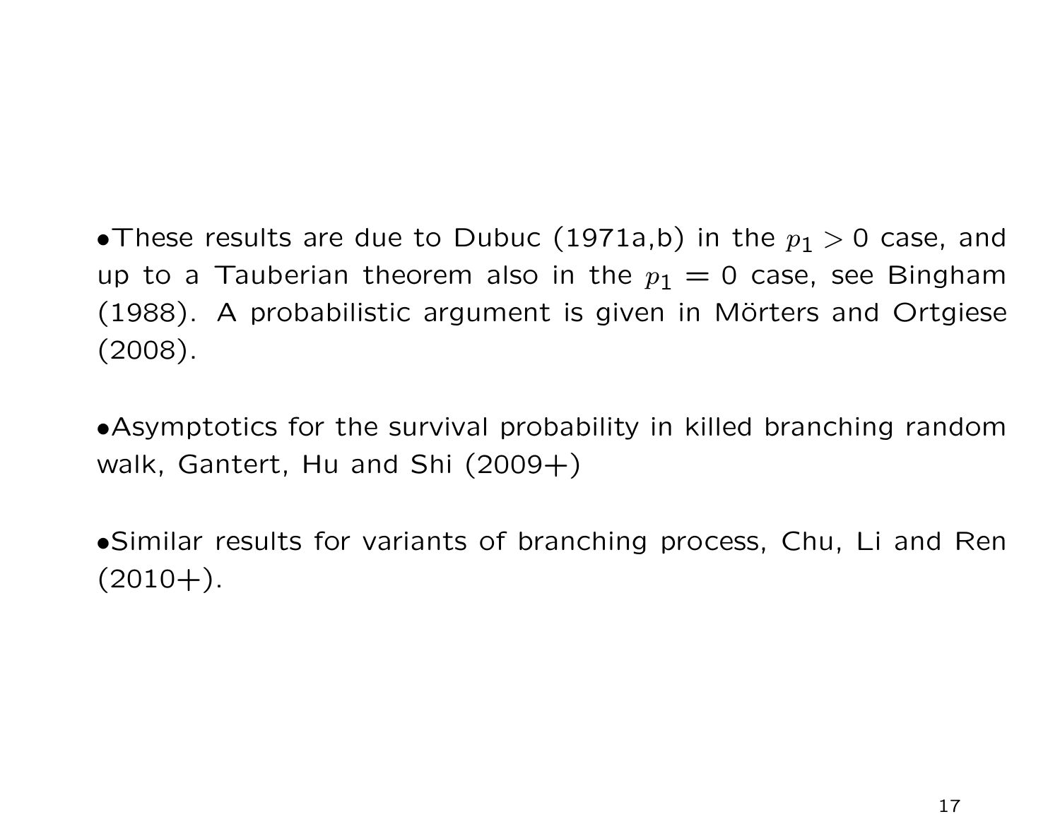- These results are due to Dubuc (1971a,b) in the $p_1 > 0$ case, and up to a Tauberian theorem also in the $p_1 = 0$ case, see Bingham (1988). A probabilistic argument is given in Mörters and Ortgiese (2008).

- Asymptotics for the survival probability in killed branching random walk, Gantert, Hu and Shi (2009+)

- Similar results for variants of branching process, Chu, Li and Ren (2010+).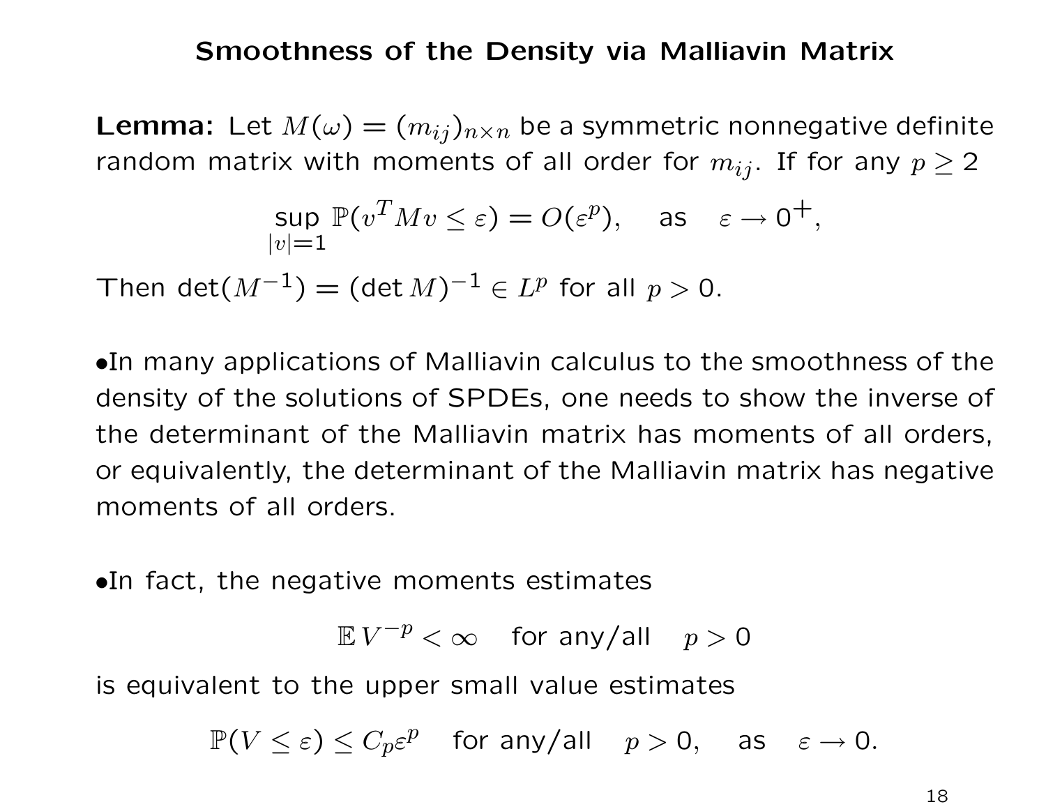# Smoothness of the Density via Malliavin Matrix

**Lemma:** Let $M(\omega) = (m_{ij})_{n\times n}$ be a symmetric nonnegative definite random matrix with moments of all order for $m_{ij}$. If for any $p \geq 2$

$$\sup_{|v|=1} \mathbb{P}(v^T M v \leq \varepsilon) = O(\varepsilon^p), \quad \text{as} \quad \varepsilon \to 0^+,$$

Then $\det(M^{-1}) = (\det M)^{-1} \in L^p$ for all $p > 0$.

- In many applications of Malliavin calculus to the smoothness of the density of the solutions of SPDEs, one needs to show the inverse of the determinant of the Malliavin matrix has moments of all orders, or equivalently, the determinant of the Malliavin matrix has negative moments of all orders.

- In fact, the negative moments estimates

$$\mathbb{E}\, V^{-p} < \infty \quad \text{for any/all} \quad p > 0$$

is equivalent to the upper small value estimates

$$\mathbb{P}(V \leq \varepsilon) \leq C_p \varepsilon^p \quad \text{for any/all} \quad p > 0, \quad \text{as} \quad \varepsilon \to 0.$$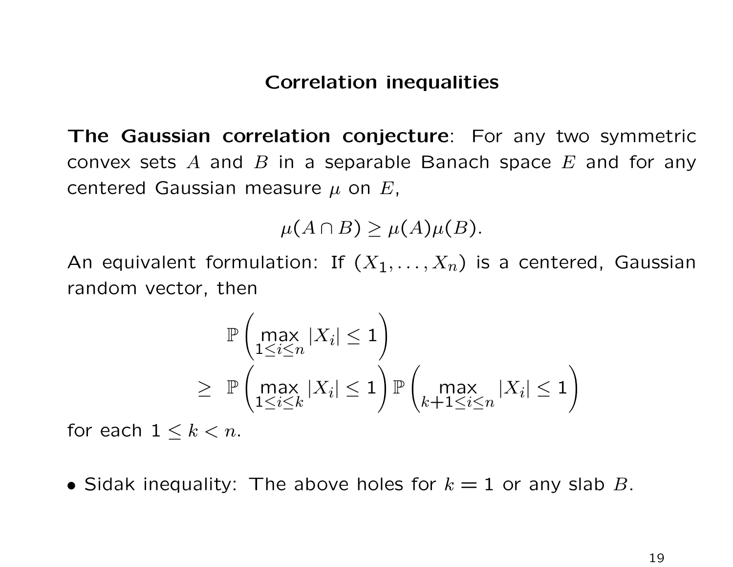# Correlation inequalities

**The Gaussian correlation conjecture**: For any two symmetric convex sets $A$ and $B$ in a separable Banach space $E$ and for any centered Gaussian measure $\mu$ on $E$,

$$\mu(A \cap B) \geq \mu(A)\mu(B).$$

An equivalent formulation: If $(X_1, \ldots, X_n)$ is a centered, Gaussian random vector, then

$$\begin{aligned} & \mathbb{P}\left(\max_{1 \leq i \leq n} |X_i| \leq 1\right) \\ \geq \; & \mathbb{P}\left(\max_{1 \leq i \leq k} |X_i| \leq 1\right) \mathbb{P}\left(\max_{k+1 \leq i \leq n} |X_i| \leq 1\right) \end{aligned}$$

for each $1 \leq k < n$.

- Sidak inequality: The above holes for $k = 1$ or any slab $B$.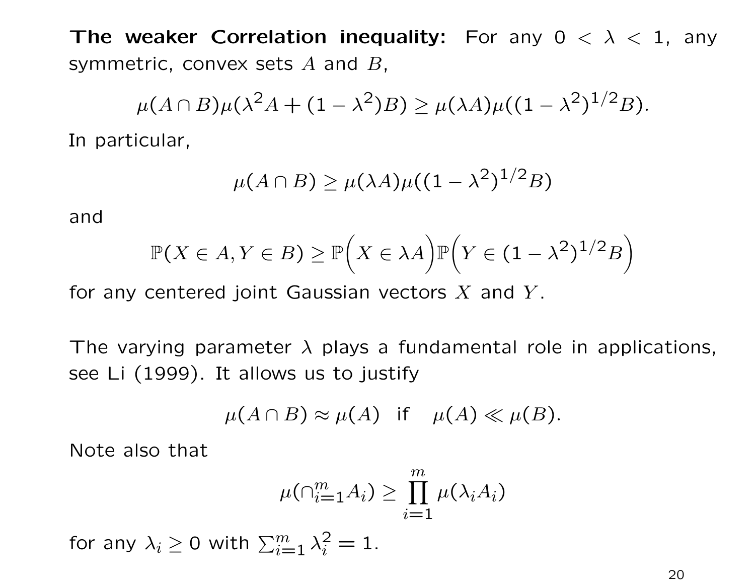**The weaker Correlation inequality:** For any $0 < \lambda < 1$, any symmetric, convex sets $A$ and $B$,

$$\mu(A \cap B)\mu(\lambda^2 A + (1-\lambda^2)B) \geq \mu(\lambda A)\mu((1-\lambda^2)^{1/2}B).$$

In particular,

$$\mu(A \cap B) \geq \mu(\lambda A)\mu((1-\lambda^2)^{1/2}B)$$

and

$$\mathbb{P}(X \in A, Y \in B) \geq \mathbb{P}\Big(X \in \lambda A\Big)\mathbb{P}\Big(Y \in (1-\lambda^2)^{1/2}B\Big)$$

for any centered joint Gaussian vectors $X$ and $Y$.

The varying parameter $\lambda$ plays a fundamental role in applications, see Li (1999). It allows us to justify

$$\mu(A \cap B) \approx \mu(A) \quad \text{if} \quad \mu(A) \ll \mu(B).$$

Note also that

$$\mu(\cap_{i=1}^m A_i) \geq \prod_{i=1}^m \mu(\lambda_i A_i)$$

for any $\lambda_i \geq 0$ with $\sum_{i=1}^m \lambda_i^2 = 1$.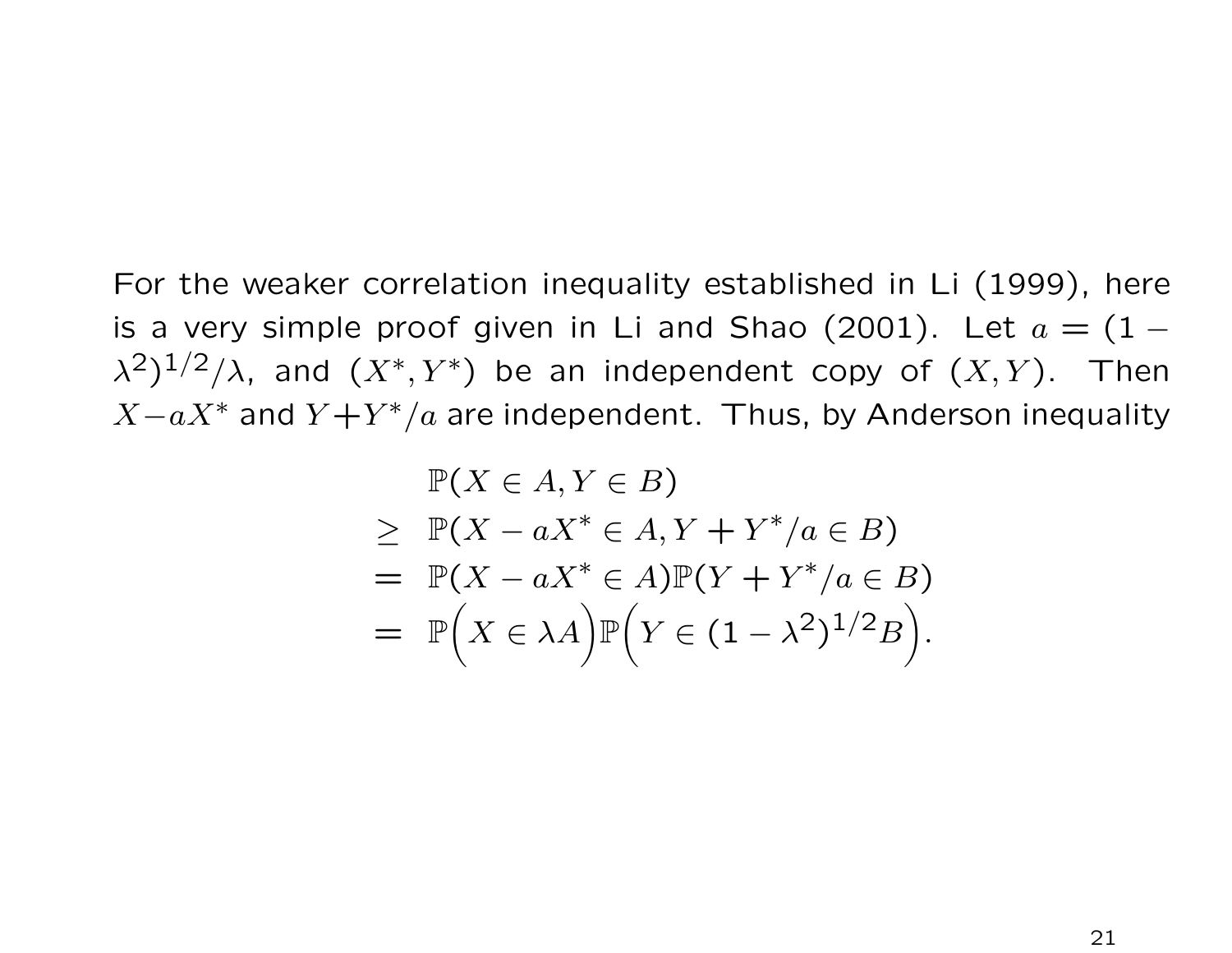For the weaker correlation inequality established in Li (1999), here is a very simple proof given in Li and Shao (2001). Let $a = (1 - \lambda^2)^{1/2}/\lambda$, and $(X^*, Y^*)$ be an independent copy of $(X, Y)$. Then $X - aX^*$ and $Y + Y^*/a$ are independent. Thus, by Anderson inequality

$$
\begin{aligned}
& \mathbb{P}(X \in A, Y \in B) \\
\geq \ & \mathbb{P}(X - aX^* \in A, Y + Y^*/a \in B) \\
= \ & \mathbb{P}(X - aX^* \in A)\mathbb{P}(Y + Y^*/a \in B) \\
= \ & \mathbb{P}\Big(X \in \lambda A\Big)\mathbb{P}\Big(Y \in (1 - \lambda^2)^{1/2} B\Big).
\end{aligned}
$$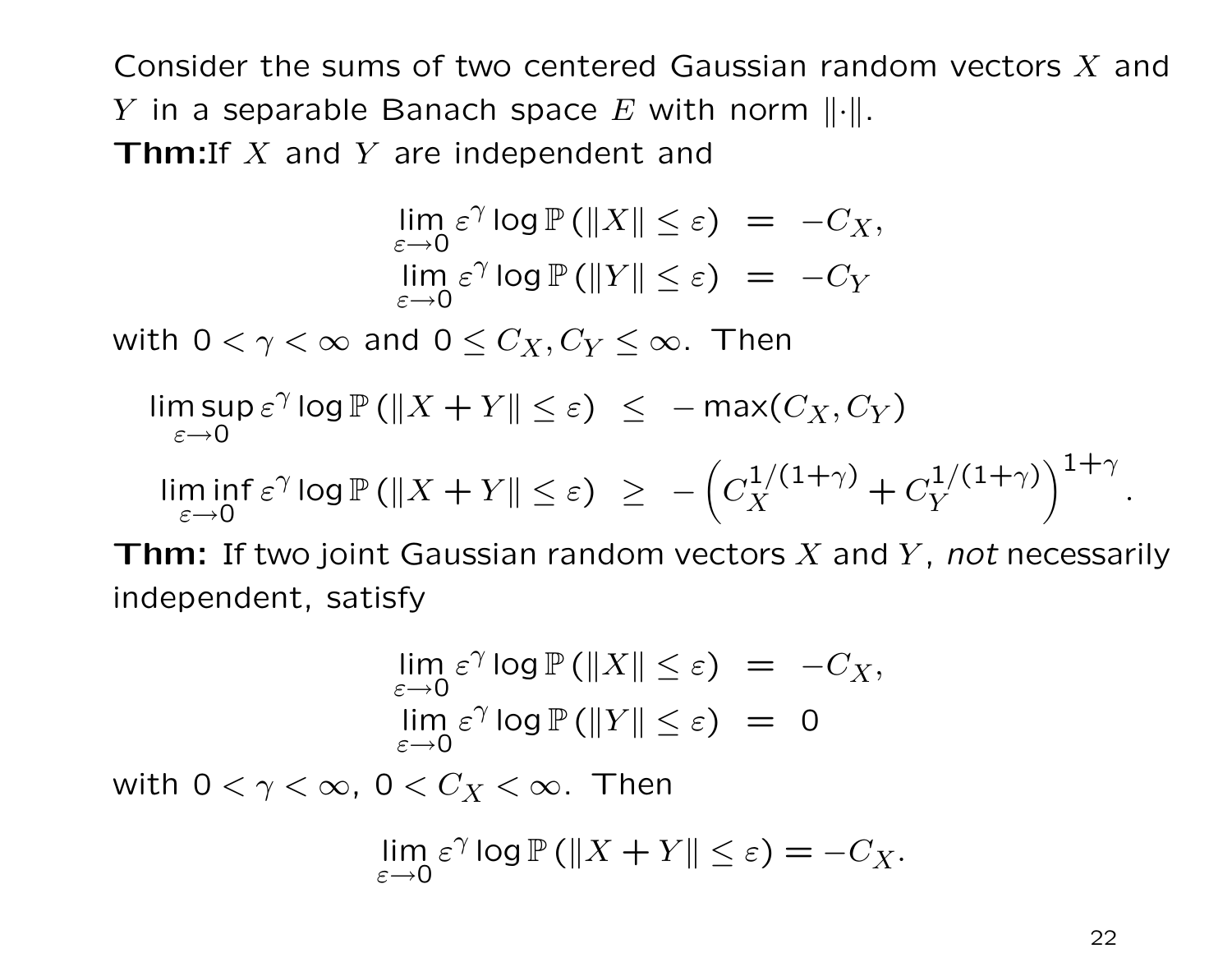Consider the sums of two centered Gaussian random vectors $X$ and $Y$ in a separable Banach space $E$ with norm $\|\cdot\|$.

**Thm:** If $X$ and $Y$ are independent and

$$
\begin{aligned}
\lim_{\varepsilon \to 0} \varepsilon^{\gamma} \log \mathbb{P}(\|X\| \le \varepsilon) &= -C_X, \\
\lim_{\varepsilon \to 0} \varepsilon^{\gamma} \log \mathbb{P}(\|Y\| \le \varepsilon) &= -C_Y
\end{aligned}
$$

with $0 < \gamma < \infty$ and $0 \le C_X, C_Y \le \infty$. Then

$$
\begin{aligned}
\limsup_{\varepsilon \to 0} \varepsilon^{\gamma} \log \mathbb{P}(\|X+Y\| \le \varepsilon) &\le -\max(C_X, C_Y) \\
\liminf_{\varepsilon \to 0} \varepsilon^{\gamma} \log \mathbb{P}(\|X+Y\| \le \varepsilon) &\ge -\left(C_X^{1/(1+\gamma)} + C_Y^{1/(1+\gamma)}\right)^{1+\gamma}.
\end{aligned}
$$

**Thm:** If two joint Gaussian random vectors $X$ and $Y$, *not* necessarily independent, satisfy

$$
\begin{aligned}
\lim_{\varepsilon \to 0} \varepsilon^{\gamma} \log \mathbb{P}(\|X\| \le \varepsilon) &= -C_X, \\
\lim_{\varepsilon \to 0} \varepsilon^{\gamma} \log \mathbb{P}(\|Y\| \le \varepsilon) &= 0
\end{aligned}
$$

with $0 < \gamma < \infty$, $0 < C_X < \infty$. Then

$$
\lim_{\varepsilon \to 0} \varepsilon^{\gamma} \log \mathbb{P}(\|X+Y\| \le \varepsilon) = -C_X.
$$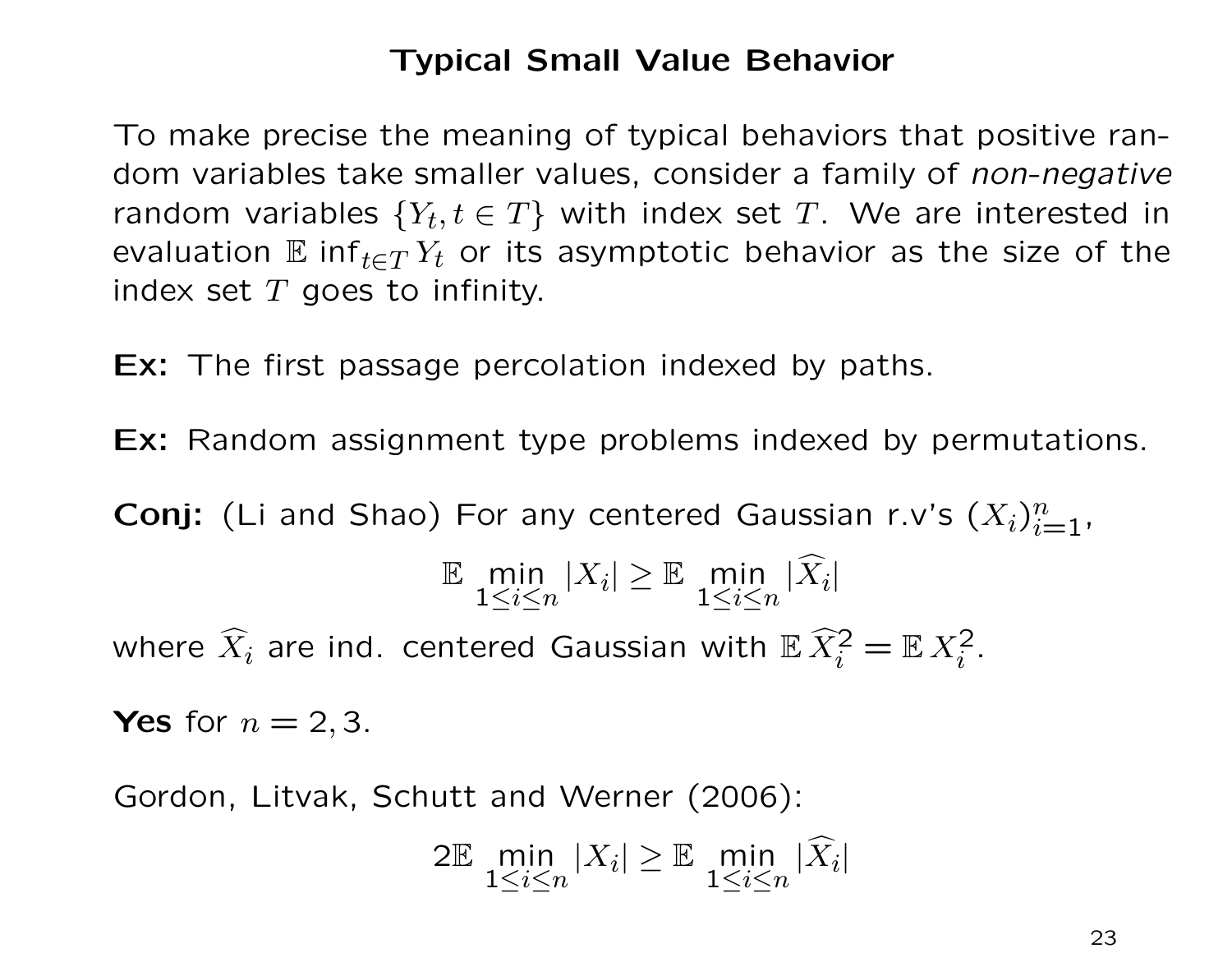# Typical Small Value Behavior

To make precise the meaning of typical behaviors that positive random variables take smaller values, consider a family of *non-negative* random variables $\{Y_t, t \in T\}$ with index set $T$. We are interested in evaluation $\mathbb{E} \inf_{t\in T} Y_t$ or its asymptotic behavior as the size of the index set $T$ goes to infinity.

**Ex:** The first passage percolation indexed by paths.

**Ex:** Random assignment type problems indexed by permutations.

**Conj:** (Li and Shao) For any centered Gaussian r.v's $(X_i)_{i=1}^n$,

$$\mathbb{E} \min_{1\le i\le n} |X_i| \ge \mathbb{E} \min_{1\le i\le n} |\widehat{X_i}|$$

where $\widehat{X_i}$ are ind. centered Gaussian with $\mathbb{E}\, \widehat{X}_i^2 = \mathbb{E}\, X_i^2$.

**Yes** for $n = 2, 3$.

Gordon, Litvak, Schutt and Werner (2006):

$$2\mathbb{E} \min_{1\le i\le n} |X_i| \ge \mathbb{E} \min_{1\le i\le n} |\widehat{X_i}|$$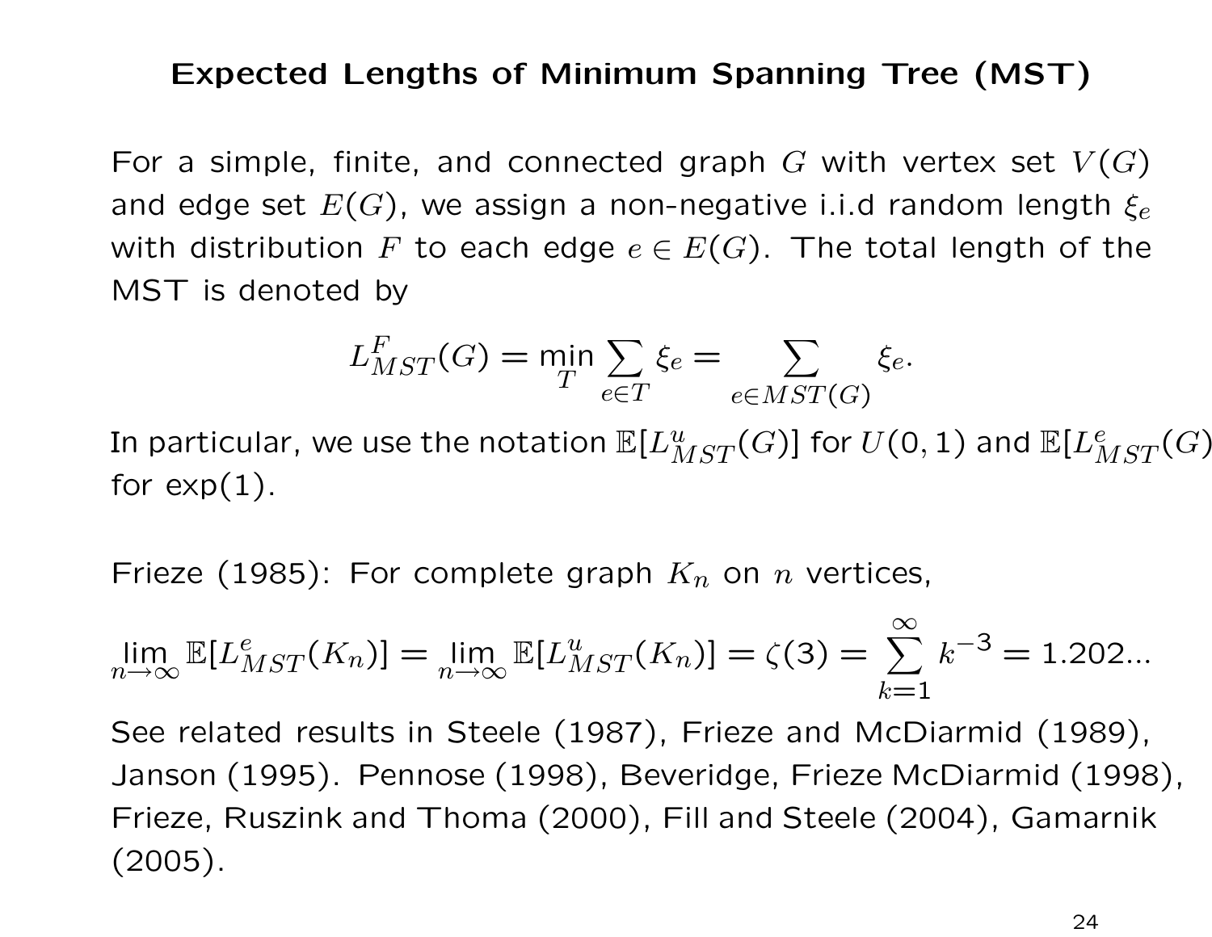# Expected Lengths of Minimum Spanning Tree (MST)

For a simple, finite, and connected graph $G$ with vertex set $V(G)$ and edge set $E(G)$, we assign a non-negative i.i.d random length $\xi_e$ with distribution $F$ to each edge $e \in E(G)$. The total length of the MST is denoted by

$$L^F_{MST}(G) = \min_T \sum_{e \in T} \xi_e = \sum_{e \in MST(G)} \xi_e.$$

In particular, we use the notation $\mathbb{E}[L^u_{MST}(G)]$ for $U(0,1)$ and $\mathbb{E}[L^e_{MST}(G)]$ for exp(1).

Frieze (1985): For complete graph $K_n$ on $n$ vertices,

$$\lim_{n \to \infty} \mathbb{E}[L^e_{MST}(K_n)] = \lim_{n \to \infty} \mathbb{E}[L^u_{MST}(K_n)] = \zeta(3) = \sum_{k=1}^{\infty} k^{-3} = 1.202...$$

See related results in Steele (1987), Frieze and McDiarmid (1989), Janson (1995). Pennose (1998), Beveridge, Frieze McDiarmid (1998), Frieze, Ruszink and Thoma (2000), Fill and Steele (2004), Gamarnik (2005).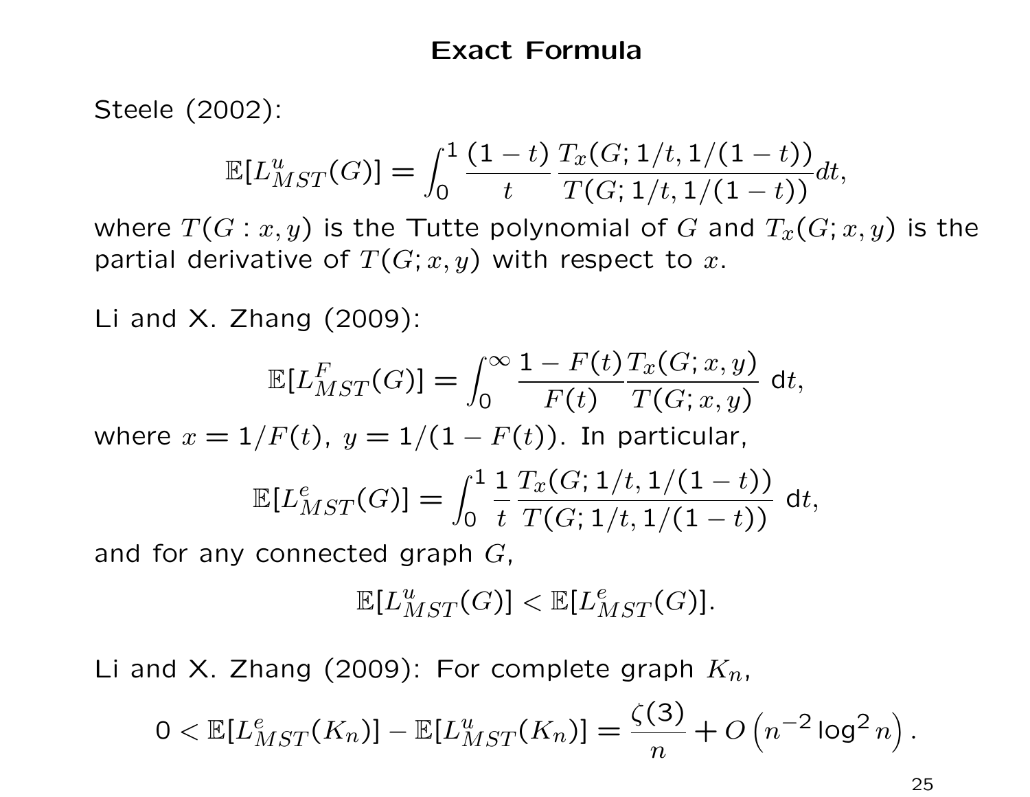# Exact Formula

Steele (2002):

$$\mathbb{E}[L^u_{MST}(G)] = \int_0^1 \frac{(1-t)}{t} \frac{T_x(G; 1/t, 1/(1-t))}{T(G; 1/t, 1/(1-t))} dt,$$

where $T(G : x, y)$ is the Tutte polynomial of $G$ and $T_x(G; x, y)$ is the partial derivative of $T(G; x, y)$ with respect to $x$.

Li and X. Zhang (2009):

$$\mathbb{E}[L^F_{MST}(G)] = \int_0^\infty \frac{1 - F(t)}{F(t)} \frac{T_x(G; x, y)}{T(G; x, y)} \, \mathrm{d}t,$$

where $x = 1/F(t)$, $y = 1/(1 - F(t))$. In particular,

$$\mathbb{E}[L^e_{MST}(G)] = \int_0^1 \frac{1}{t} \frac{T_x(G; 1/t, 1/(1-t))}{T(G; 1/t, 1/(1-t))} \, \mathrm{d}t,$$

and for any connected graph $G$,

$$\mathbb{E}[L^u_{MST}(G)] < \mathbb{E}[L^e_{MST}(G)].$$

Li and X. Zhang (2009): For complete graph $K_n$,

$$0 < \mathbb{E}[L^e_{MST}(K_n)] - \mathbb{E}[L^u_{MST}(K_n)] = \frac{\zeta(3)}{n} + O\left(n^{-2} \log^2 n\right).$$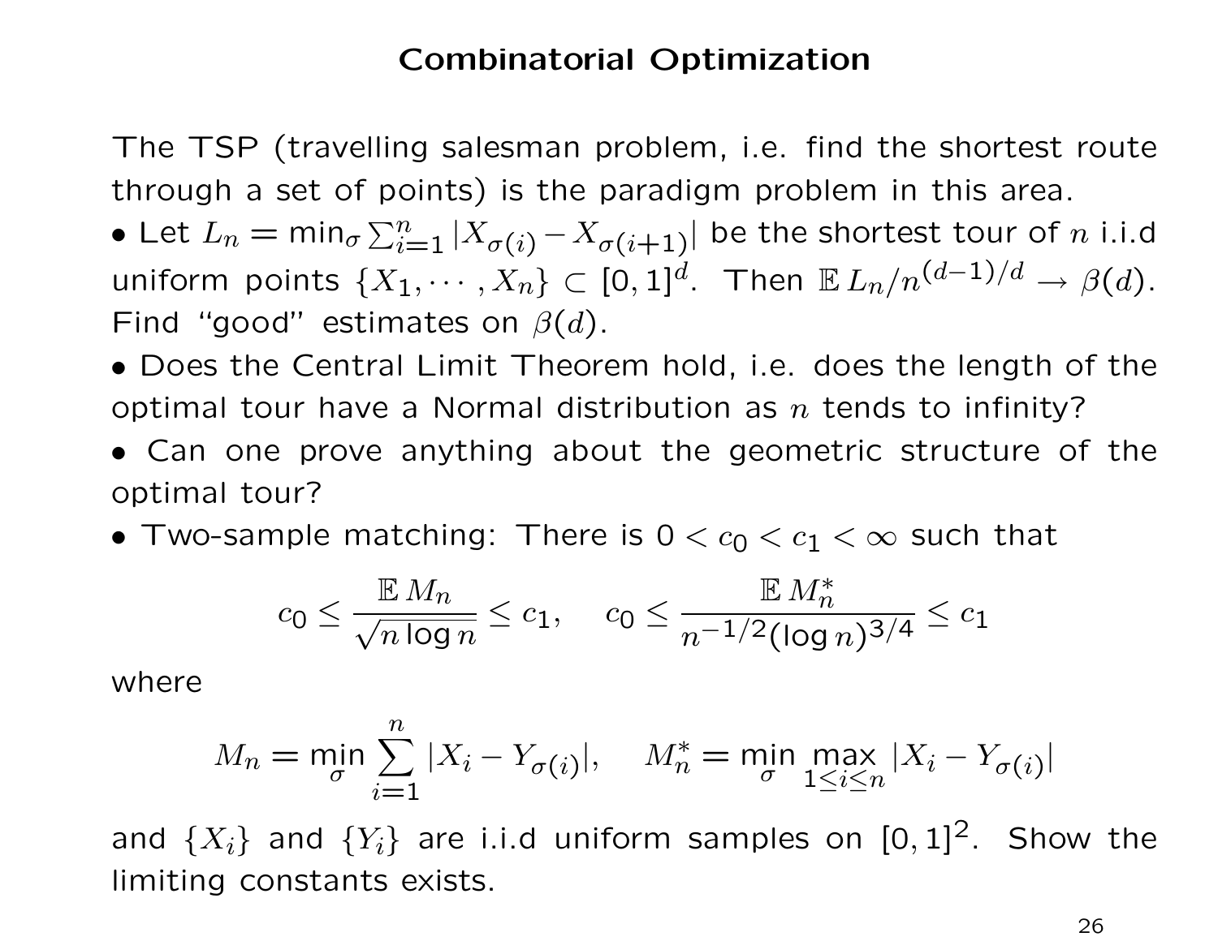# Combinatorial Optimization

The TSP (travelling salesman problem, i.e. find the shortest route through a set of points) is the paradigm problem in this area.

- Let $L_n = \min_\sigma \sum_{i=1}^n |X_{\sigma(i)} - X_{\sigma(i+1)}|$ be the shortest tour of $n$ i.i.d uniform points $\{X_1, \cdots, X_n\} \subset [0,1]^d$. Then $\mathbb{E}\, L_n / n^{(d-1)/d} \to \beta(d)$. Find "good" estimates on $\beta(d)$.
- Does the Central Limit Theorem hold, i.e. does the length of the optimal tour have a Normal distribution as $n$ tends to infinity?
- Can one prove anything about the geometric structure of the optimal tour?
- Two-sample matching: There is $0 < c_0 < c_1 < \infty$ such that

$$c_0 \le \frac{\mathbb{E}\, M_n}{\sqrt{n \log n}} \le c_1, \quad c_0 \le \frac{\mathbb{E}\, M_n^*}{n^{-1/2} (\log n)^{3/4}} \le c_1$$

where

$$M_n = \min_\sigma \sum_{i=1}^n |X_i - Y_{\sigma(i)}|, \quad M_n^* = \min_\sigma \max_{1 \le i \le n} |X_i - Y_{\sigma(i)}|$$

and $\{X_i\}$ and $\{Y_i\}$ are i.i.d uniform samples on $[0,1]^2$. Show the limiting constants exists.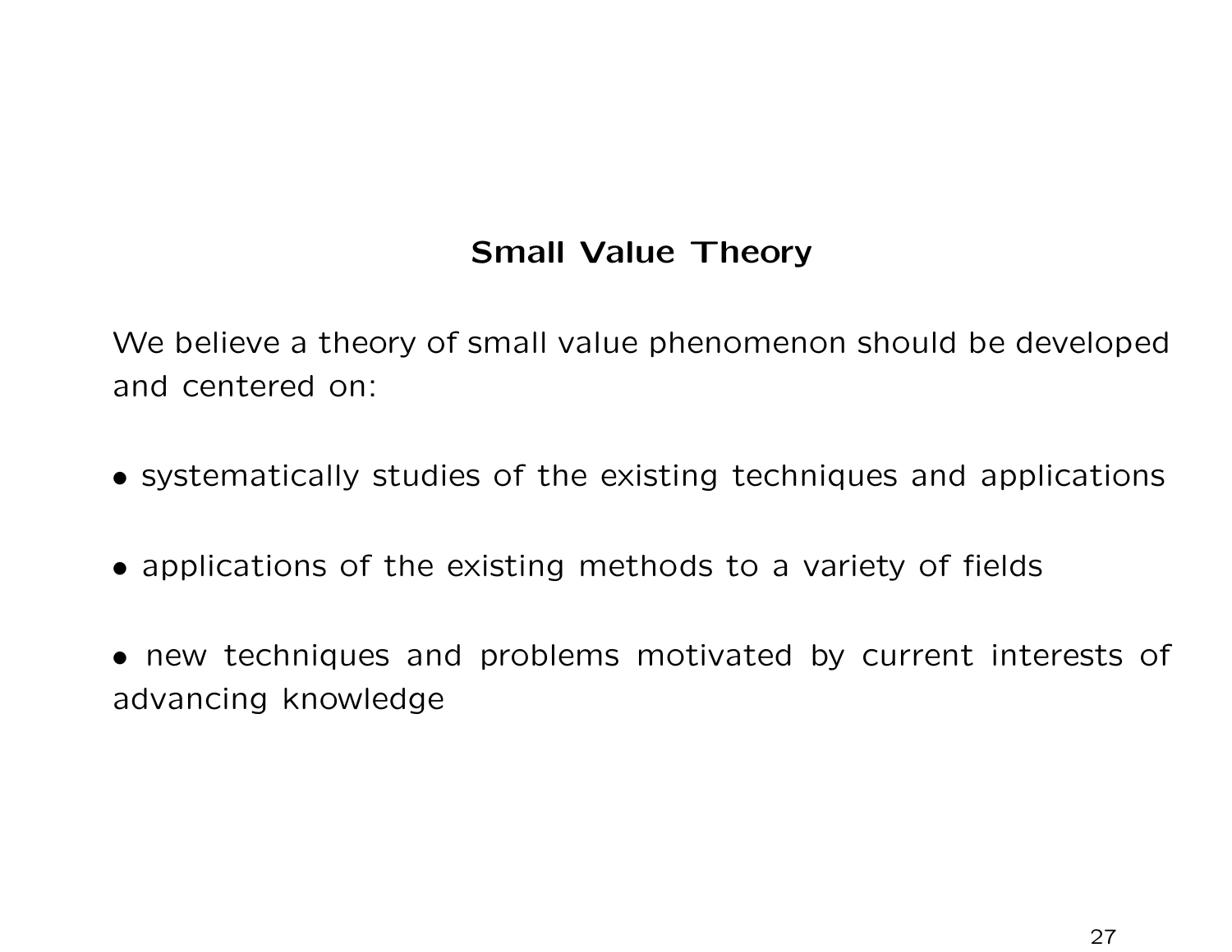## Small Value Theory

We believe a theory of small value phenomenon should be developed and centered on:

- systematically studies of the existing techniques and applications

- applications of the existing methods to a variety of fields

- new techniques and problems motivated by current interests of advancing knowledge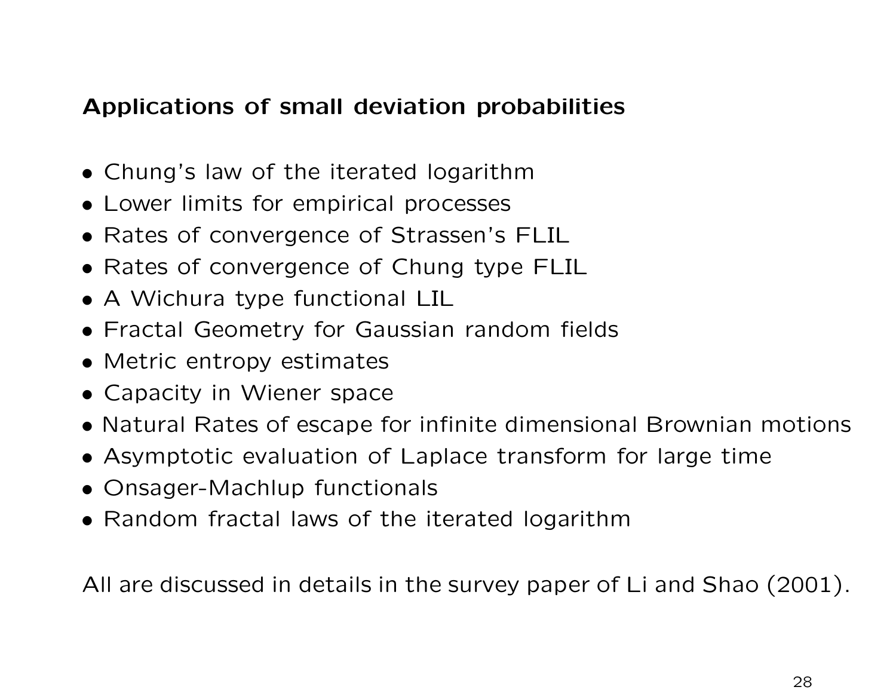## Applications of small deviation probabilities

- Chung's law of the iterated logarithm
- Lower limits for empirical processes
- Rates of convergence of Strassen's FLIL
- Rates of convergence of Chung type FLIL
- A Wichura type functional LIL
- Fractal Geometry for Gaussian random fields
- Metric entropy estimates
- Capacity in Wiener space
- Natural Rates of escape for infinite dimensional Brownian motions
- Asymptotic evaluation of Laplace transform for large time
- Onsager-Machlup functionals
- Random fractal laws of the iterated logarithm

All are discussed in details in the survey paper of Li and Shao (2001).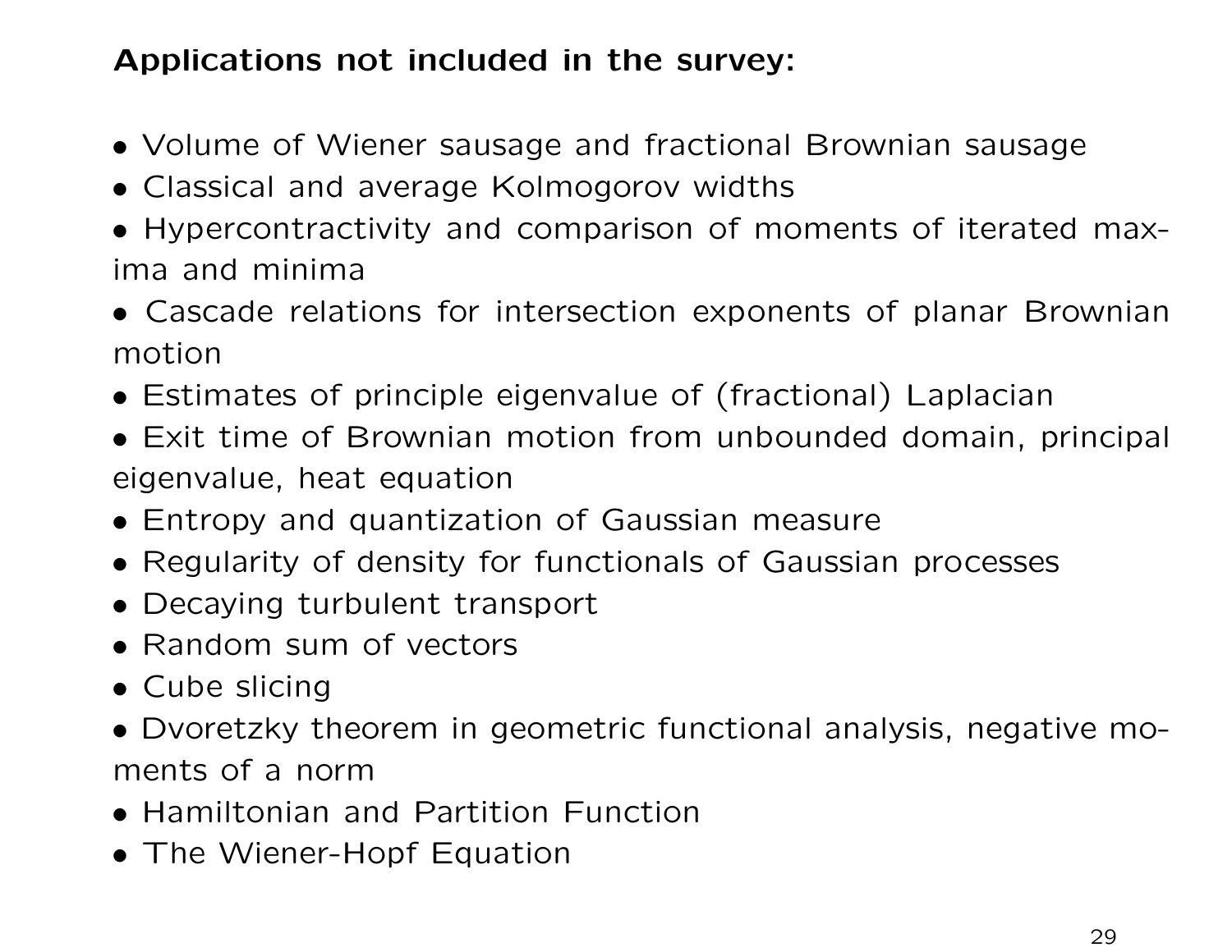**Applications not included in the survey:**

- Volume of Wiener sausage and fractional Brownian sausage
- Classical and average Kolmogorov widths
- Hypercontractivity and comparison of moments of iterated maxima and minima
- Cascade relations for intersection exponents of planar Brownian motion
- Estimates of principle eigenvalue of (fractional) Laplacian
- Exit time of Brownian motion from unbounded domain, principal eigenvalue, heat equation
- Entropy and quantization of Gaussian measure
- Regularity of density for functionals of Gaussian processes
- Decaying turbulent transport
- Random sum of vectors
- Cube slicing
- Dvoretzky theorem in geometric functional analysis, negative moments of a norm
- Hamiltonian and Partition Function
- The Wiener-Hopf Equation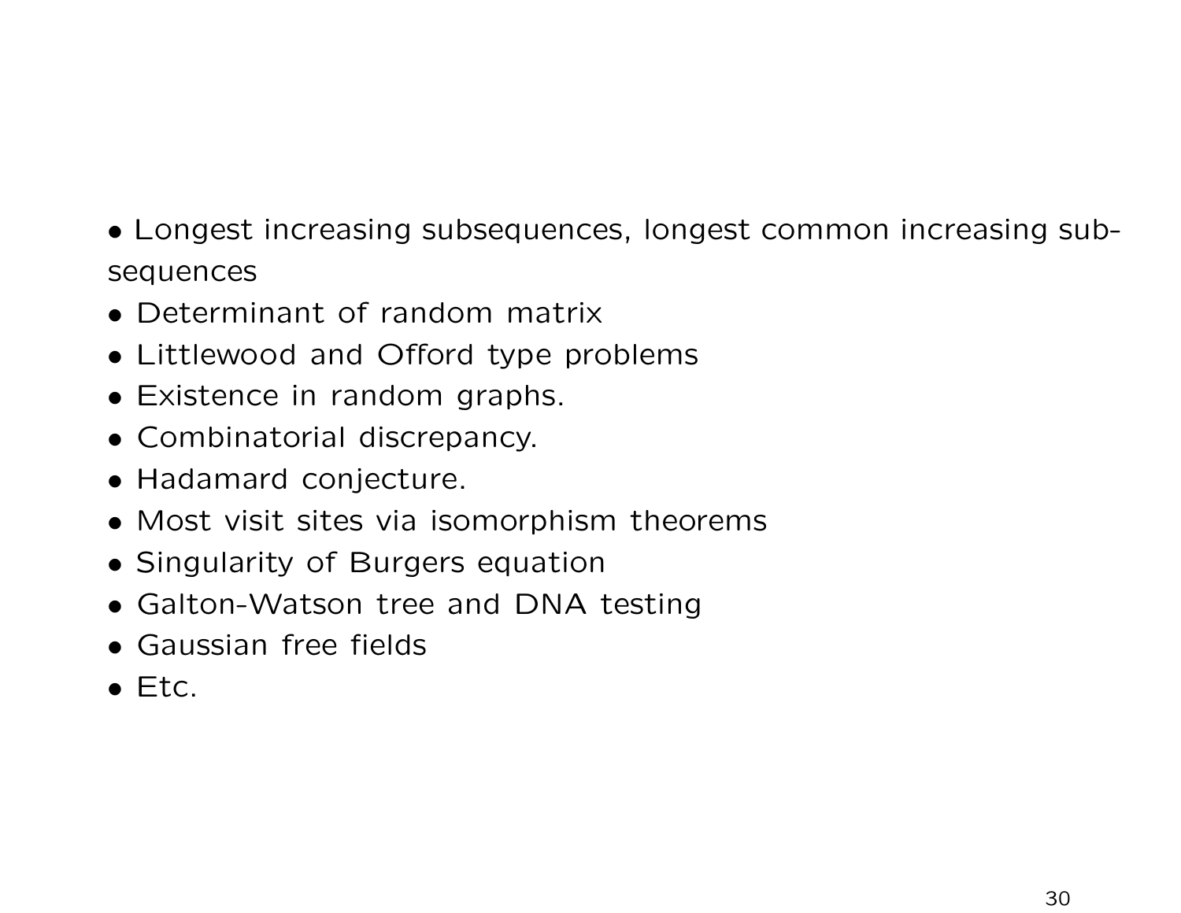- Longest increasing subsequences, longest common increasing subsequences
- Determinant of random matrix
- Littlewood and Offord type problems
- Existence in random graphs.
- Combinatorial discrepancy.
- Hadamard conjecture.
- Most visit sites via isomorphism theorems
- Singularity of Burgers equation
- Galton-Watson tree and DNA testing
- Gaussian free fields
- Etc.